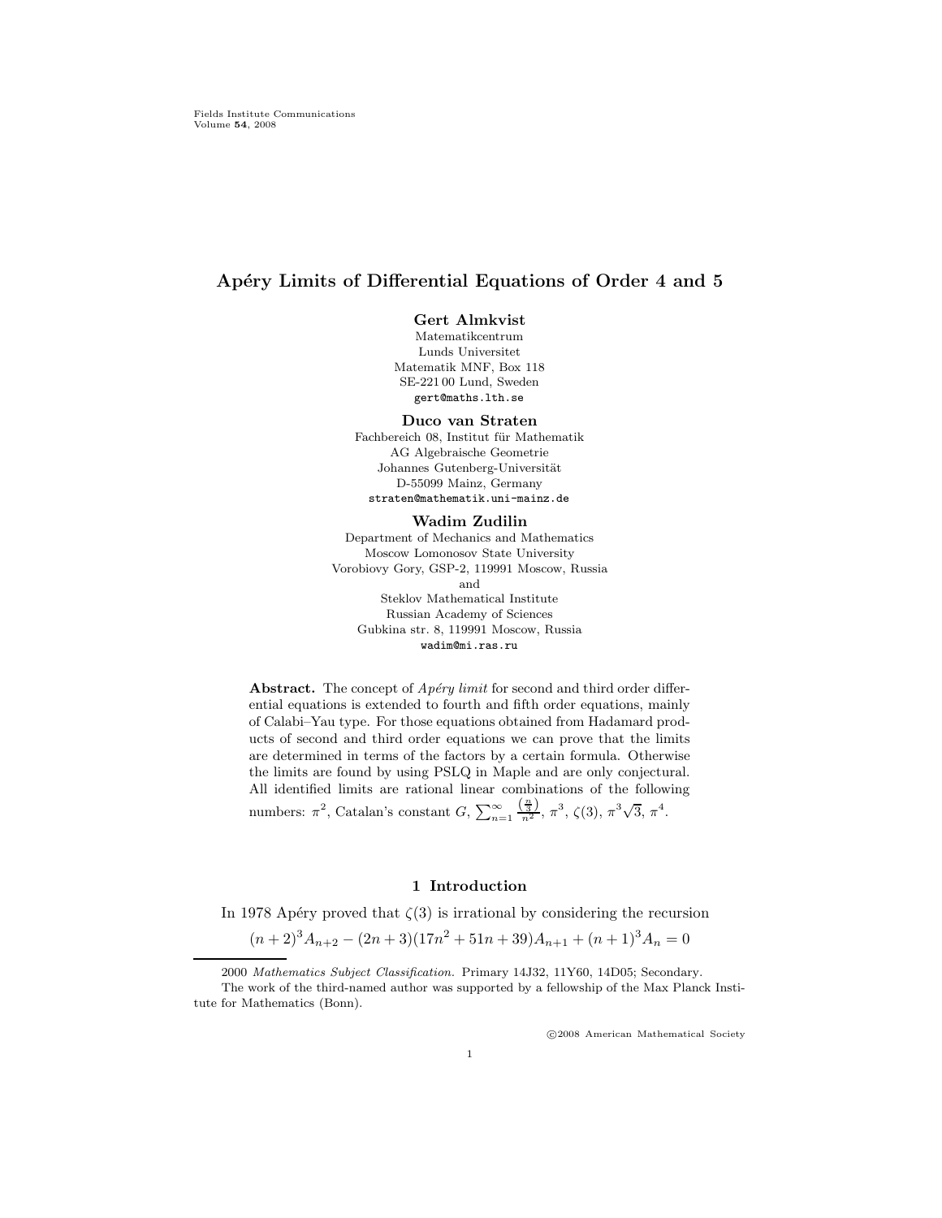# Apéry Limits of Differential Equations of Order 4 and 5

**Gert Almkvist**
Matematikcentrum
Lunds Universitet
Matematik MNF, Box 118
SE-221 00 Lund, Sweden
gert@maths.lth.se

**Duco van Straten**
Fachbereich 08, Institut für Mathematik
AG Algebraische Geometrie
Johannes Gutenberg-Universität
D-55099 Mainz, Germany
straten@mathematik.uni-mainz.de

**Wadim Zudilin**
Department of Mechanics and Mathematics
Moscow Lomonosov State University
Vorobiovy Gory, GSP-2, 119991 Moscow, Russia
and
Steklov Mathematical Institute
Russian Academy of Sciences
Gubkina str. 8, 119991 Moscow, Russia
wadim@mi.ras.ru

**Abstract.** The concept of *Apéry limit* for second and third order differential equations is extended to fourth and fifth order equations, mainly of Calabi–Yau type. For those equations obtained from Hadamard products of second and third order equations we can prove that the limits are determined in terms of the factors by a certain formula. Otherwise the limits are found by using PSLQ in Maple and are only conjectural. All identified limits are rational linear combinations of the following numbers: $\pi^2$, Catalan's constant $G$, $\sum_{n=1}^{\infty} \frac{\left(\frac{n}{3}\right)}{n^2}$, $\pi^3$, $\zeta(3)$, $\pi^3\sqrt{3}$, $\pi^4$.

## 1 Introduction

In 1978 Apéry proved that $\zeta(3)$ is irrational by considering the recursion

$$(n+2)^3 A_{n+2} - (2n+3)(17n^2 + 51n + 39)A_{n+1} + (n+1)^3 A_n = 0$$

2000 *Mathematics Subject Classification.* Primary 14J32, 11Y60, 14D05; Secondary.

The work of the third-named author was supported by a fellowship of the Max Planck Institute for Mathematics (Bonn).

©2008 American Mathematical Society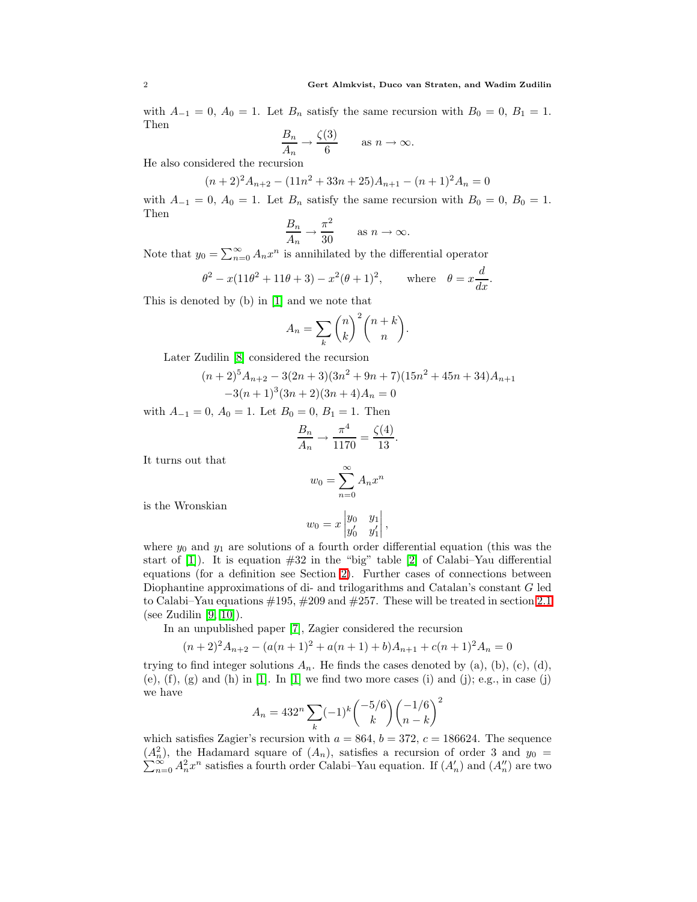with $A_{-1} = 0$, $A_0 = 1$. Let $B_n$ satisfy the same recursion with $B_0 = 0$, $B_1 = 1$. Then

$$\frac{B_n}{A_n} \to \frac{\zeta(3)}{6} \qquad \text{as } n \to \infty.$$

He also considered the recursion

$$(n+2)^2 A_{n+2} - (11n^2 + 33n + 25)A_{n+1} - (n+1)^2 A_n = 0$$

with $A_{-1} = 0$, $A_0 = 1$. Let $B_n$ satisfy the same recursion with $B_0 = 0$, $B_0 = 1$. Then

$$\frac{B_n}{A_n} \to \frac{\pi^2}{30} \qquad \text{as } n \to \infty.$$

Note that $y_0 = \sum_{n=0}^{\infty} A_n x^n$ is annihilated by the differential operator

$$\theta^2 - x(11\theta^2 + 11\theta + 3) - x^2(\theta+1)^2, \qquad \text{where} \quad \theta = x\frac{d}{dx}.$$

This is denoted by (b) in [1] and we note that

$$A_n = \sum_k \binom{n}{k}^2 \binom{n+k}{n}.$$

Later Zudilin [8] considered the recursion

$$\begin{aligned}(n+2)^5 A_{n+2} &- 3(2n+3)(3n^2+9n+7)(15n^2+45n+34)A_{n+1} \\ &- 3(n+1)^3(3n+2)(3n+4)A_n = 0\end{aligned}$$

with $A_{-1} = 0$, $A_0 = 1$. Let $B_0 = 0$, $B_1 = 1$. Then

$$\frac{B_n}{A_n} \to \frac{\pi^4}{1170} = \frac{\zeta(4)}{13}.$$

It turns out that

$$w_0 = \sum_{n=0}^{\infty} A_n x^n$$

is the Wronskian

$$w_0 = x \begin{vmatrix} y_0 & y_1 \\ y_0' & y_1' \end{vmatrix},$$

where $y_0$ and $y_1$ are solutions of a fourth order differential equation (this was the start of [1]). It is equation #32 in the "big" table [2] of Calabi–Yau differential equations (for a definition see Section 2). Further cases of connections between Diophantine approximations of di- and trilogarithms and Catalan's constant $G$ led to Calabi–Yau equations #195, #209 and #257. These will be treated in section 2.1 (see Zudilin [9, 10]).

In an unpublished paper [7], Zagier considered the recursion

$$(n+2)^2 A_{n+2} - (a(n+1)^2 + a(n+1) + b)A_{n+1} + c(n+1)^2 A_n = 0$$

trying to find integer solutions $A_n$. He finds the cases denoted by (a), (b), (c), (d), (e), (f), (g) and (h) in [1]. In [1] we find two more cases (i) and (j); e.g., in case (j) we have

$$A_n = 432^n \sum_k (-1)^k \binom{-5/6}{k} \binom{-1/6}{n-k}^2$$

which satisfies Zagier's recursion with $a = 864$, $b = 372$, $c = 186624$. The sequence $(A_n^2)$, the Hadamard square of $(A_n)$, satisfies a recursion of order 3 and $y_0 = \sum_{n=0}^{\infty} A_n^2 x^n$ satisfies a fourth order Calabi–Yau equation. If $(A_n')$ and $(A_n'')$ are two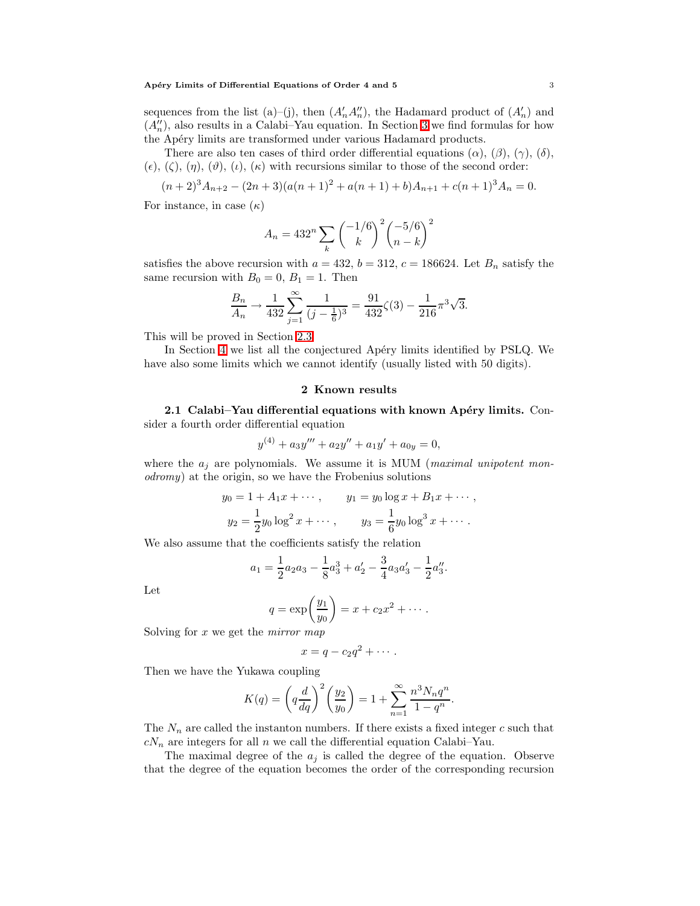sequences from the list (a)–(j), then $(A_n'A_n'')$, the Hadamard product of $(A_n')$ and $(A_n'')$, also results in a Calabi–Yau equation. In Section 3 we find formulas for how the Apéry limits are transformed under various Hadamard products.

There are also ten cases of third order differential equations $(\alpha)$, $(\beta)$, $(\gamma)$, $(\delta)$, $(\epsilon)$, $(\zeta)$, $(\eta)$, $(\vartheta)$, $(\iota)$, $(\kappa)$ with recursions similar to those of the second order:

$$(n+2)^3A_{n+2}-(2n+3)(a(n+1)^2+a(n+1)+b)A_{n+1}+c(n+1)^3A_n=0.$$

For instance, in case $(\kappa)$

$$A_n=432^n\sum_k\binom{-1/6}{k}^2\binom{-5/6}{n-k}^2$$

satisfies the above recursion with $a=432$, $b=312$, $c=186624$. Let $B_n$ satisfy the same recursion with $B_0=0$, $B_1=1$. Then

$$\frac{B_n}{A_n}\to\frac{1}{432}\sum_{j=1}^{\infty}\frac{1}{(j-\frac{1}{6})^3}=\frac{91}{432}\zeta(3)-\frac{1}{216}\pi^3\sqrt{3}.$$

This will be proved in Section 2.3.

In Section 4 we list all the conjectured Apéry limits identified by PSLQ. We have also some limits which we cannot identify (usually listed with 50 digits).

## 2 Known results

**2.1 Calabi–Yau differential equations with known Apéry limits.** Consider a fourth order differential equation

$$y^{(4)}+a_3y'''+a_2y''+a_1y'+a_{0y}=0,$$

where the $a_j$ are polynomials. We assume it is MUM (*maximal unipotent monodromy*) at the origin, so we have the Frobenius solutions

$$y_0=1+A_1x+\cdots,\qquad y_1=y_0\log x+B_1x+\cdots,$$
$$y_2=\frac{1}{2}y_0\log^2x+\cdots,\qquad y_3=\frac{1}{6}y_0\log^3x+\cdots.$$

We also assume that the coefficients satisfy the relation

$$a_1=\frac{1}{2}a_2a_3-\frac{1}{8}a_3^3+a_2'-\frac{3}{4}a_3a_3'-\frac{1}{2}a_3''.$$

Let

$$q=\exp\left(\frac{y_1}{y_0}\right)=x+c_2x^2+\cdots.$$

Solving for $x$ we get the *mirror map*

$$x=q-c_2q^2+\cdots.$$

Then we have the Yukawa coupling

$$K(q)=\left(q\frac{d}{dq}\right)^2\left(\frac{y_2}{y_0}\right)=1+\sum_{n=1}^{\infty}\frac{n^3N_nq^n}{1-q^n}.$$

The $N_n$ are called the instanton numbers. If there exists a fixed integer $c$ such that $cN_n$ are integers for all $n$ we call the differential equation Calabi–Yau.

The maximal degree of the $a_j$ is called the degree of the equation. Observe that the degree of the equation becomes the order of the corresponding recursion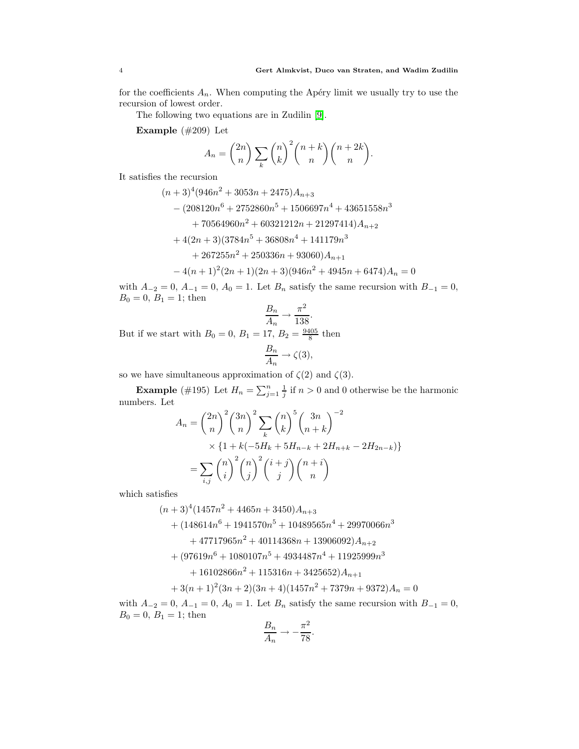for the coefficients $A_n$. When computing the Apéry limit we usually try to use the recursion of lowest order.

The following two equations are in Zudilin [9].

**Example** (#209) Let

$$A_n = \binom{2n}{n} \sum_k \binom{n}{k}^2 \binom{n+k}{n} \binom{n+2k}{n}.$$

It satisfies the recursion

$$\begin{aligned}
&(n+3)^4(946n^2+3053n+2475)A_{n+3} \\
&\quad - (208120n^6+2752860n^5+1506697n^4+43651558n^3 \\
&\qquad + 70564960n^2+60321212n+21297414)A_{n+2} \\
&\quad + 4(2n+3)(3784n^5+36808n^4+141179n^3 \\
&\qquad + 267255n^2+250336n+93060)A_{n+1} \\
&\quad - 4(n+1)^2(2n+1)(2n+3)(946n^2+4945n+6474)A_n = 0
\end{aligned}$$

with $A_{-2}=0$, $A_{-1}=0$, $A_0=1$. Let $B_n$ satisfy the same recursion with $B_{-1}=0$, $B_0=0$, $B_1=1$; then

$$\frac{B_n}{A_n} \to \frac{\pi^2}{138}.$$

But if we start with $B_0=0$, $B_1=17$, $B_2=\frac{9405}{8}$ then

$$\frac{B_n}{A_n} \to \zeta(3),$$

so we have simultaneous approximation of $\zeta(2)$ and $\zeta(3)$.

**Example** (#195) Let $H_n = \sum_{j=1}^{n} \frac{1}{j}$ if $n>0$ and 0 otherwise be the harmonic numbers. Let

$$\begin{aligned}
A_n &= \binom{2n}{n}^2 \binom{3n}{n}^2 \sum_k \binom{n}{k}^5 \binom{3n}{n+k}^{-2} \\
&\qquad \times \{1 + k(-5H_k + 5H_{n-k} + 2H_{n+k} - 2H_{2n-k})\} \\
&= \sum_{i,j} \binom{n}{i}^2 \binom{n}{j}^2 \binom{i+j}{j} \binom{n+i}{n}
\end{aligned}$$

which satisfies

$$\begin{aligned}
&(n+3)^4(1457n^2+4465n+3450)A_{n+3} \\
&\quad + (148614n^6+1941570n^5+10489565n^4+29970066n^3 \\
&\qquad + 47717965n^2+40114368n+13906092)A_{n+2} \\
&\quad + (97619n^6+1080107n^5+4934487n^4+11925999n^3 \\
&\qquad + 16102866n^2+115316n+3425652)A_{n+1} \\
&\quad + 3(n+1)^2(3n+2)(3n+4)(1457n^2+7379n+9372)A_n = 0
\end{aligned}$$

with $A_{-2}=0$, $A_{-1}=0$, $A_0=1$. Let $B_n$ satisfy the same recursion with $B_{-1}=0$, $B_0=0$, $B_1=1$; then

$$\frac{B_n}{A_n} \to -\frac{\pi^2}{78}.$$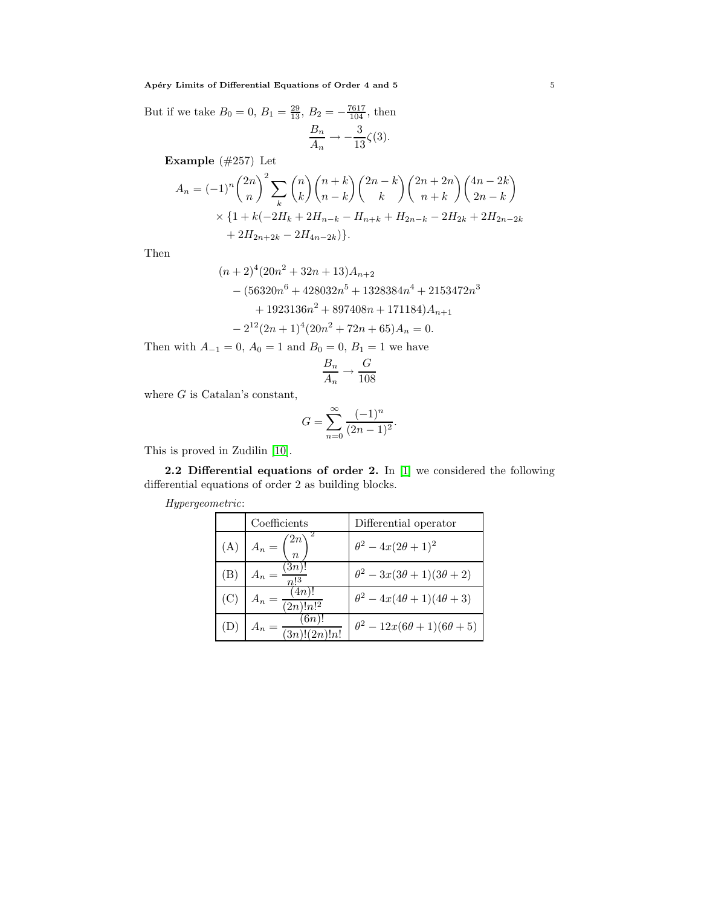But if we take $B_0 = 0$, $B_1 = \frac{29}{13}$, $B_2 = -\frac{7617}{104}$, then

$$\frac{B_n}{A_n} \to -\frac{3}{13}\zeta(3).$$

**Example** (#257) Let

$$A_n = (-1)^n \binom{2n}{n}^2 \sum_k \binom{n}{k}\binom{n+k}{n-k}\binom{2n-k}{k}\binom{2n+2n}{n+k}\binom{4n-2k}{2n-k}$$
$$\times \{1 + k(-2H_k + 2H_{n-k} - H_{n+k} + H_{2n-k} - 2H_{2k} + 2H_{2n-2k}$$
$$+ 2H_{2n+2k} - 2H_{4n-2k})\}.$$

Then

$$(n+2)^4(20n^2+32n+13)A_{n+2}$$
$$-(56320n^6 + 428032n^5 + 1328384n^4 + 2153472n^3$$
$$+ 1923136n^2 + 897408n + 171184)A_{n+1}$$
$$- 2^{12}(2n+1)^4(20n^2+72n+65)A_n = 0.$$

Then with $A_{-1} = 0$, $A_0 = 1$ and $B_0 = 0$, $B_1 = 1$ we have

$$\frac{B_n}{A_n} \to \frac{G}{108}$$

where $G$ is Catalan's constant,

$$G = \sum_{n=0}^{\infty} \frac{(-1)^n}{(2n-1)^2}.$$

This is proved in Zudilin [10].

**2.2 Differential equations of order 2.** In [1] we considered the following differential equations of order 2 as building blocks.

*Hypergeometric*:

| | Coefficients | Differential operator |
|---|---|---|
| (A) | $A_n = \binom{2n}{n}^2$ | $\theta^2 - 4x(2\theta+1)^2$ |
| (B) | $A_n = \frac{(3n)!}{n!^3}$ | $\theta^2 - 3x(3\theta+1)(3\theta+2)$ |
| (C) | $A_n = \frac{(4n)!}{(2n)!n!^2}$ | $\theta^2 - 4x(4\theta+1)(4\theta+3)$ |
| (D) | $A_n = \frac{(6n)!}{(3n)!(2n)!n!}$ | $\theta^2 - 12x(6\theta+1)(6\theta+5)$ |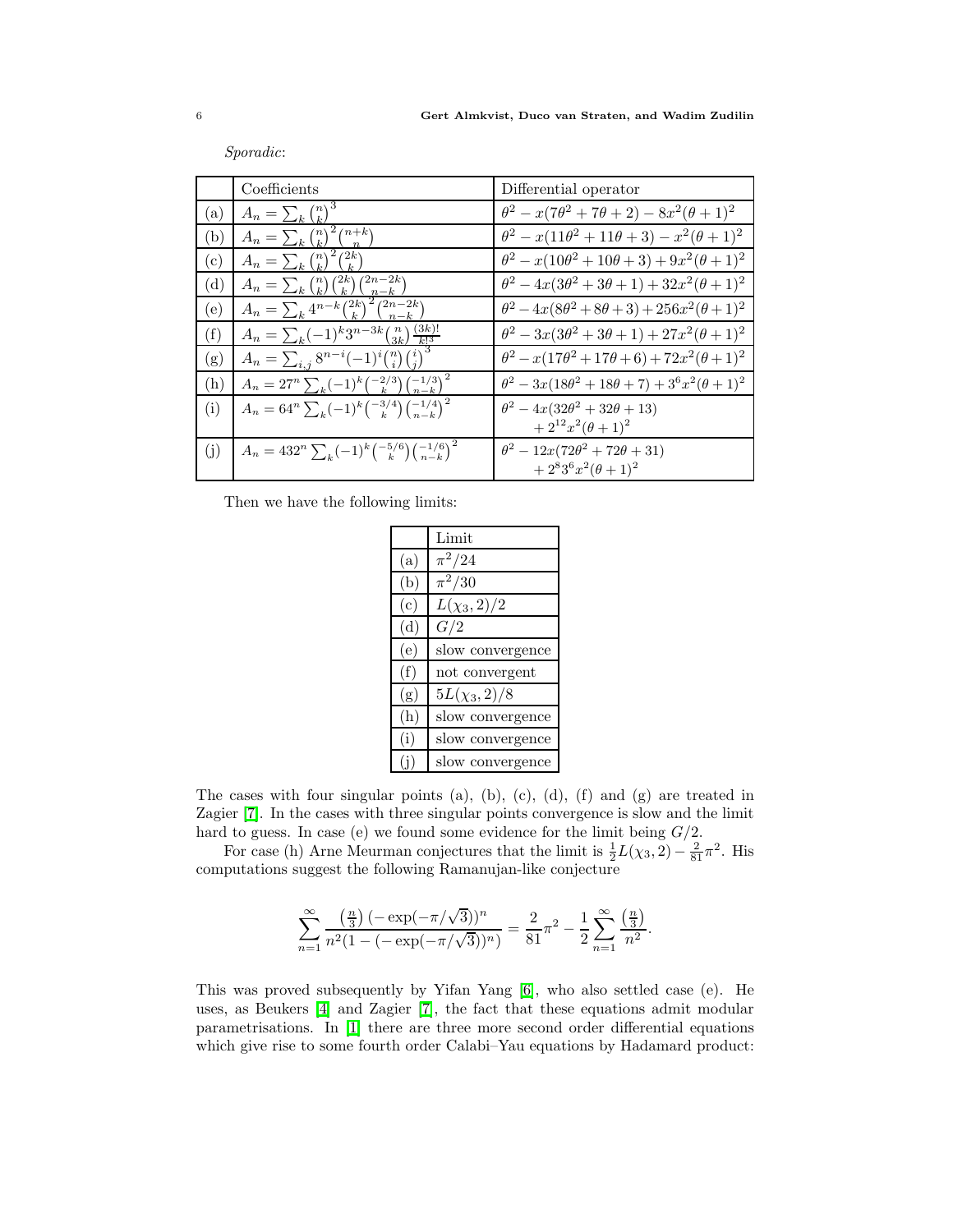*Sporadic*:

| | Coefficients | Differential operator |
|---|---|---|
| (a) | $A_n = \sum_k \binom{n}{k}^3$ | $\theta^2 - x(7\theta^2 + 7\theta + 2) - 8x^2(\theta+1)^2$ |
| (b) | $A_n = \sum_k \binom{n}{k}^2\binom{n+k}{n}$ | $\theta^2 - x(11\theta^2 + 11\theta + 3) - x^2(\theta+1)^2$ |
| (c) | $A_n = \sum_k \binom{n}{k}^2\binom{2k}{k}$ | $\theta^2 - x(10\theta^2 + 10\theta + 3) + 9x^2(\theta+1)^2$ |
| (d) | $A_n = \sum_k \binom{n}{k}\binom{2k}{k}\binom{2n-2k}{n-k}$ | $\theta^2 - 4x(3\theta^2 + 3\theta + 1) + 32x^2(\theta+1)^2$ |
| (e) | $A_n = \sum_k 4^{n-k}\binom{2k}{k}^2\binom{2n-2k}{n-k}$ | $\theta^2 - 4x(8\theta^2 + 8\theta + 3) + 256x^2(\theta+1)^2$ |
| (f) | $A_n = \sum_k (-1)^k 3^{n-3k}\binom{n}{3k}\frac{(3k)!}{k!^3}$ | $\theta^2 - 3x(3\theta^2 + 3\theta + 1) + 27x^2(\theta+1)^2$ |
| (g) | $A_n = \sum_{i,j} 8^{n-i}(-1)^i\binom{n}{i}\binom{i}{j}^3$ | $\theta^2 - x(17\theta^2 + 17\theta + 6) + 72x^2(\theta+1)^2$ |
| (h) | $A_n = 27^n\sum_k (-1)^k\binom{-2/3}{k}\binom{-1/3}{n-k}^2$ | $\theta^2 - 3x(18\theta^2 + 18\theta + 7) + 3^6x^2(\theta+1)^2$ |
| (i) | $A_n = 64^n\sum_k (-1)^k\binom{-3/4}{k}\binom{-1/4}{n-k}^2$ | $\theta^2 - 4x(32\theta^2 + 32\theta + 13)$ $+ 2^{12}x^2(\theta+1)^2$ |
| (j) | $A_n = 432^n\sum_k (-1)^k\binom{-5/6}{k}\binom{-1/6}{n-k}^2$ | $\theta^2 - 12x(72\theta^2 + 72\theta + 31)$ $+ 2^8 3^6 x^2(\theta+1)^2$ |

Then we have the following limits:

| | Limit |
|---|---|
| (a) | $\pi^2/24$ |
| (b) | $\pi^2/30$ |
| (c) | $L(\chi_3, 2)/2$ |
| (d) | $G/2$ |
| (e) | slow convergence |
| (f) | not convergent |
| (g) | $5L(\chi_3, 2)/8$ |
| (h) | slow convergence |
| (i) | slow convergence |
| (j) | slow convergence |

The cases with four singular points (a), (b), (c), (d), (f) and (g) are treated in Zagier [7]. In the cases with three singular points convergence is slow and the limit hard to guess. In case (e) we found some evidence for the limit being $G/2$.

For case (h) Arne Meurman conjectures that the limit is $\frac{1}{2}L(\chi_3, 2) - \frac{2}{81}\pi^2$. His computations suggest the following Ramanujan-like conjecture

$$\sum_{n=1}^{\infty} \frac{\left(\frac{n}{3}\right)(-\exp(-\pi/\sqrt{3}))^n}{n^2(1-(-\exp(-\pi/\sqrt{3}))^n)} = \frac{2}{81}\pi^2 - \frac{1}{2}\sum_{n=1}^{\infty}\frac{\left(\frac{n}{3}\right)}{n^2}.$$

This was proved subsequently by Yifan Yang [6], who also settled case (e). He uses, as Beukers [4] and Zagier [7], the fact that these equations admit modular parametrisations. In [1] there are three more second order differential equations which give rise to some fourth order Calabi–Yau equations by Hadamard product: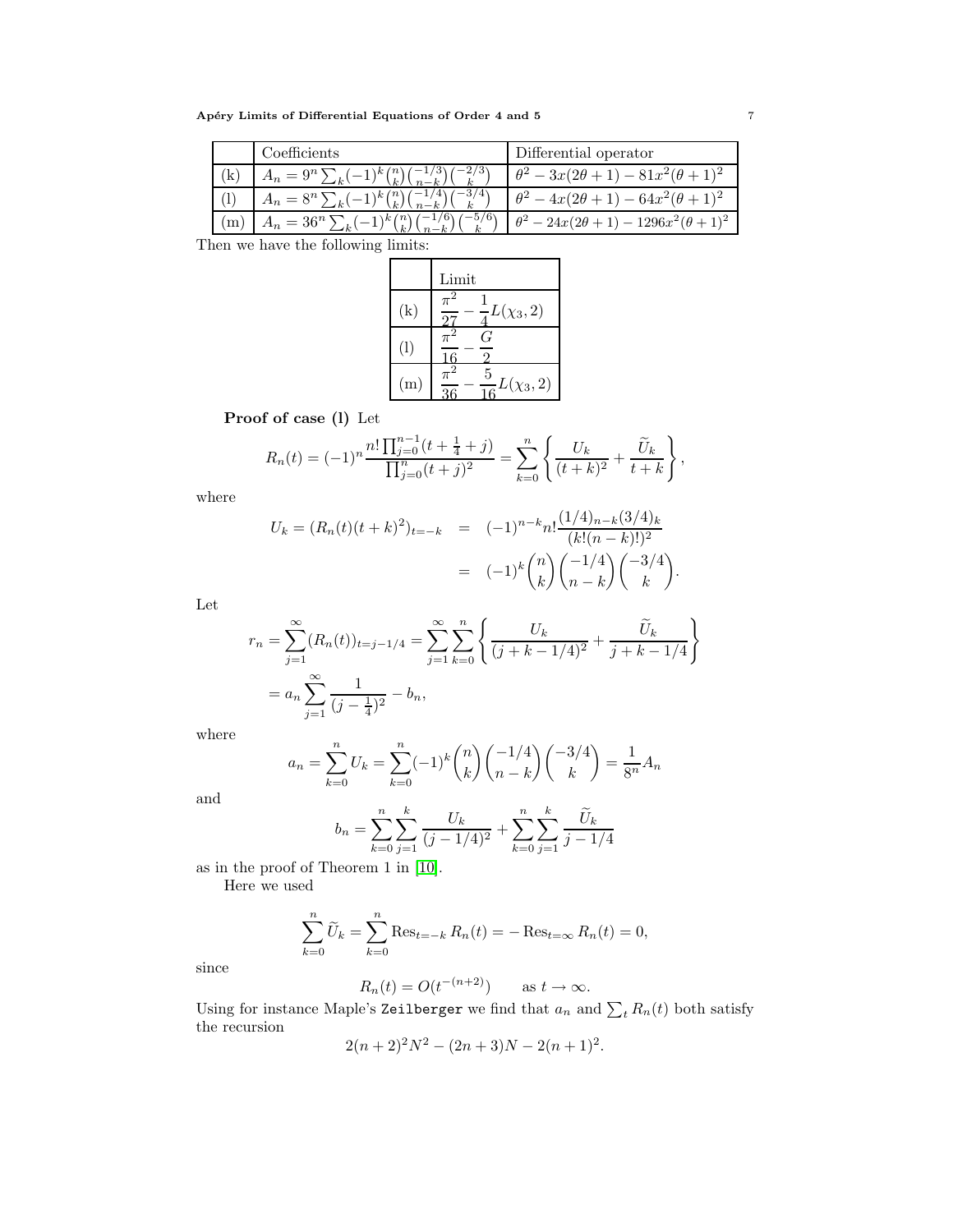|  | Coefficients | Differential operator |
|---|---|---|
| (k) | $A_n = 9^n \sum_k (-1)^k \binom{n}{k}\binom{-1/3}{n-k}\binom{-2/3}{k}$ | $\theta^2 - 3x(2\theta+1) - 81x^2(\theta+1)^2$ |
| (l) | $A_n = 8^n \sum_k (-1)^k \binom{n}{k}\binom{-1/4}{n-k}\binom{-3/4}{k}$ | $\theta^2 - 4x(2\theta+1) - 64x^2(\theta+1)^2$ |
| (m) | $A_n = 36^n \sum_k (-1)^k \binom{n}{k}\binom{-1/6}{n-k}\binom{-5/6}{k}$ | $\theta^2 - 24x(2\theta+1) - 1296x^2(\theta+1)^2$ |

Then we have the following limits:

|  | Limit |
|---|---|
| (k) | $\dfrac{\pi^2}{27} - \dfrac{1}{4}L(\chi_3, 2)$ |
| (l) | $\dfrac{\pi^2}{16} - \dfrac{G}{2}$ |
| (m) | $\dfrac{\pi^2}{36} - \dfrac{5}{16}L(\chi_3, 2)$ |

**Proof of case (l)** Let

$$R_n(t) = (-1)^n \frac{n! \prod_{j=0}^{n-1}(t+\frac{1}{4}+j)}{\prod_{j=0}^{n}(t+j)^2} = \sum_{k=0}^{n}\left\{\frac{U_k}{(t+k)^2} + \frac{\widetilde{U}_k}{t+k}\right\},$$

where

$$\begin{aligned} U_k = (R_n(t)(t+k)^2)_{t=-k} &= (-1)^{n-k} n! \frac{(1/4)_{n-k}(3/4)_k}{(k!(n-k)!)^2} \\ &= (-1)^k \binom{n}{k}\binom{-1/4}{n-k}\binom{-3/4}{k}. \end{aligned}$$

Let

$$\begin{aligned} r_n &= \sum_{j=1}^{\infty} (R_n(t))_{t=j-1/4} = \sum_{j=1}^{\infty}\sum_{k=0}^{n}\left\{\frac{U_k}{(j+k-1/4)^2} + \frac{\widetilde{U}_k}{j+k-1/4}\right\} \\ &= a_n \sum_{j=1}^{\infty} \frac{1}{(j-\frac{1}{4})^2} - b_n, \end{aligned}$$

where

$$a_n = \sum_{k=0}^{n} U_k = \sum_{k=0}^{n} (-1)^k \binom{n}{k}\binom{-1/4}{n-k}\binom{-3/4}{k} = \frac{1}{8^n} A_n$$

and

$$b_n = \sum_{k=0}^{n}\sum_{j=1}^{k} \frac{U_k}{(j-1/4)^2} + \sum_{k=0}^{n}\sum_{j=1}^{k} \frac{\widetilde{U}_k}{j-1/4}$$

as in the proof of Theorem 1 in [10].

Here we used

$$\sum_{k=0}^{n} \widetilde{U}_k = \sum_{k=0}^{n} \operatorname{Res}_{t=-k} R_n(t) = -\operatorname{Res}_{t=\infty} R_n(t) = 0,$$

since

$$R_n(t) = O(t^{-(n+2)}) \qquad \text{as } t \to \infty.$$

Using for instance Maple's `Zeilberger` we find that $a_n$ and $\sum_t R_n(t)$ both satisfy the recursion

$$2(n+2)^2 N^2 - (2n+3)N - 2(n+1)^2.$$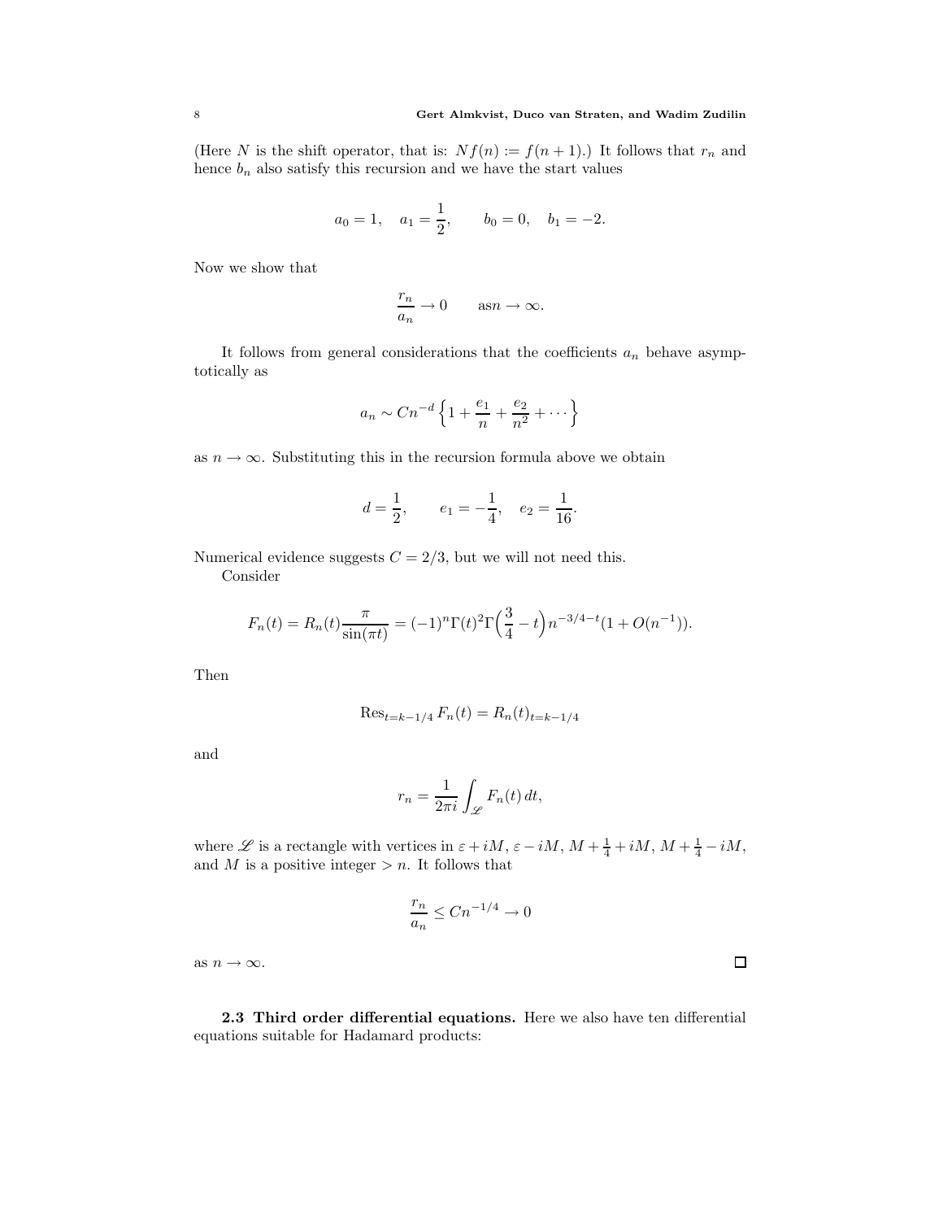(Here $N$ is the shift operator, that is: $Nf(n) := f(n+1)$.) It follows that $r_n$ and hence $b_n$ also satisfy this recursion and we have the start values

$$a_0 = 1, \quad a_1 = \frac{1}{2}, \qquad b_0 = 0, \quad b_1 = -2.$$

Now we show that

$$\frac{r_n}{a_n} \to 0 \qquad \text{as} n \to \infty.$$

It follows from general considerations that the coefficients $a_n$ behave asymptotically as

$$a_n \sim Cn^{-d}\left\{1 + \frac{e_1}{n} + \frac{e_2}{n^2} + \cdots\right\}$$

as $n \to \infty$. Substituting this in the recursion formula above we obtain

$$d = \frac{1}{2}, \qquad e_1 = -\frac{1}{4}, \quad e_2 = \frac{1}{16}.$$

Numerical evidence suggests $C = 2/3$, but we will not need this.

Consider

$$F_n(t) = R_n(t)\frac{\pi}{\sin(\pi t)} = (-1)^n \Gamma(t)^2 \Gamma\Big(\frac{3}{4} - t\Big) n^{-3/4-t}(1 + O(n^{-1})).$$

Then

$$\operatorname{Res}_{t=k-1/4} F_n(t) = R_n(t)_{t=k-1/4}$$

and

$$r_n = \frac{1}{2\pi i}\int_{\mathscr{L}} F_n(t)\,dt,$$

where $\mathscr{L}$ is a rectangle with vertices in $\varepsilon + iM$, $\varepsilon - iM$, $M + \frac{1}{4} + iM$, $M + \frac{1}{4} - iM$, and $M$ is a positive integer $> n$. It follows that

$$\frac{r_n}{a_n} \le Cn^{-1/4} \to 0$$

as $n \to \infty$. $\square$

**2.3 Third order differential equations.** Here we also have ten differential equations suitable for Hadamard products: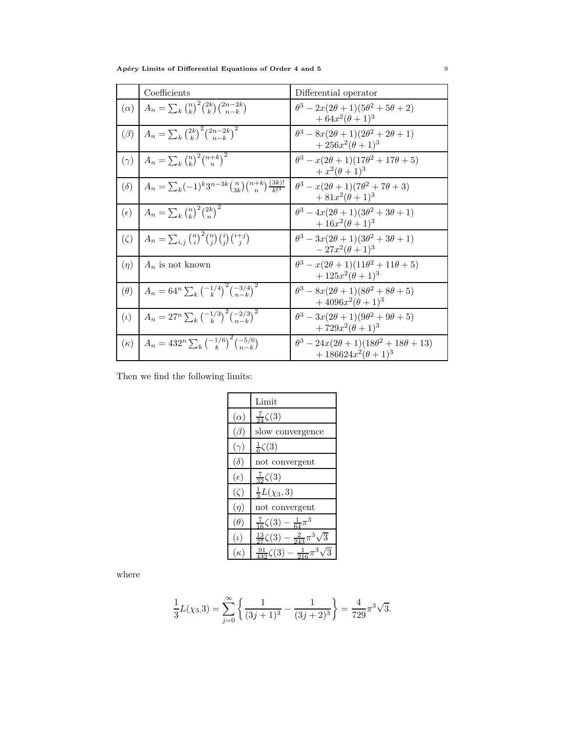|  | Coefficients | Differential operator |
|---|---|---|
| $(\alpha)$ | $A_n = \sum_k \binom{n}{k}^2 \binom{2k}{k} \binom{2n-2k}{n-k}$ | $\theta^3 - 2x(2\theta+1)(5\theta^2+5\theta+2) + 64x^2(\theta+1)^3$ |
| $(\beta)$ | $A_n = \sum_k \binom{2k}{k}^2 \binom{2n-2k}{n-k}^2$ | $\theta^3 - 8x(2\theta+1)(2\theta^2+2\theta+1) + 256x^2(\theta+1)^3$ |
| $(\gamma)$ | $A_n = \sum_k \binom{n}{k}^2 \binom{n+k}{n}^2$ | $\theta^3 - x(2\theta+1)(17\theta^2+17\theta+5) + x^2(\theta+1)^3$ |
| $(\delta)$ | $A_n = \sum_k (-1)^k 3^{n-3k} \binom{n}{3k} \binom{n+k}{n} \frac{(3k)!}{k!^3}$ | $\theta^3 - x(2\theta+1)(7\theta^2+7\theta+3) + 81x^2(\theta+1)^3$ |
| $(\epsilon)$ | $A_n = \sum_k \binom{n}{k}^2 \binom{2k}{n}^2$ | $\theta^3 - 4x(2\theta+1)(3\theta^2+3\theta+1) + 16x^2(\theta+1)^3$ |
| $(\zeta)$ | $A_n = \sum_{i,j} \binom{n}{i}^2 \binom{n}{j} \binom{i}{j} \binom{i+j}{j}$ | $\theta^3 - 3x(2\theta+1)(3\theta^2+3\theta+1) - 27x^2(\theta+1)^3$ |
| $(\eta)$ | $A_n$ is not known | $\theta^3 - x(2\theta+1)(11\theta^2+11\theta+5) + 125x^2(\theta+1)^3$ |
| $(\theta)$ | $A_n = 64^n \sum_k \binom{-1/4}{k}^2 \binom{-3/4}{n-k}^2$ | $\theta^3 - 8x(2\theta+1)(8\theta^2+8\theta+5) + 4096x^2(\theta+1)^3$ |
| $(\iota)$ | $A_n = 27^n \sum_k \binom{-1/3}{k}^2 \binom{-2/3}{n-k}^2$ | $\theta^3 - 3x(2\theta+1)(9\theta^2+9\theta+5) + 729x^2(\theta+1)^3$ |
| $(\kappa)$ | $A_n = 432^n \sum_k \binom{-1/6}{k}^2 \binom{-5/6}{n-k}$ | $\theta^3 - 24x(2\theta+1)(18\theta^2+18\theta+13) + 186624x^2(\theta+1)^3$ |

Then we find the following limits:

|  | Limit |
|---|---|
| $(\alpha)$ | $\frac{7}{24}\zeta(3)$ |
| $(\beta)$ | slow convergence |
| $(\gamma)$ | $\frac{1}{6}\zeta(3)$ |
| $(\delta)$ | not convergent |
| $(\epsilon)$ | $\frac{7}{32}\zeta(3)$ |
| $(\zeta)$ | $\frac{1}{3}L(\chi_3, 3)$ |
| $(\eta)$ | not convergent |
| $(\theta)$ | $\frac{7}{16}\zeta(3) - \frac{1}{64}\pi^3$ |
| $(\iota)$ | $\frac{13}{27}\zeta(3) - \frac{2}{243}\pi^3\sqrt{3}$ |
| $(\kappa)$ | $\frac{91}{432}\zeta(3) - \frac{1}{216}\pi^3\sqrt{3}$ |

where

$$\frac{1}{3}L(\chi_3,3) = \sum_{j=0}^{\infty} \left\{ \frac{1}{(3j+1)^3} - \frac{1}{(3j+2)^3} \right\} = \frac{4}{729}\pi^3\sqrt{3}.$$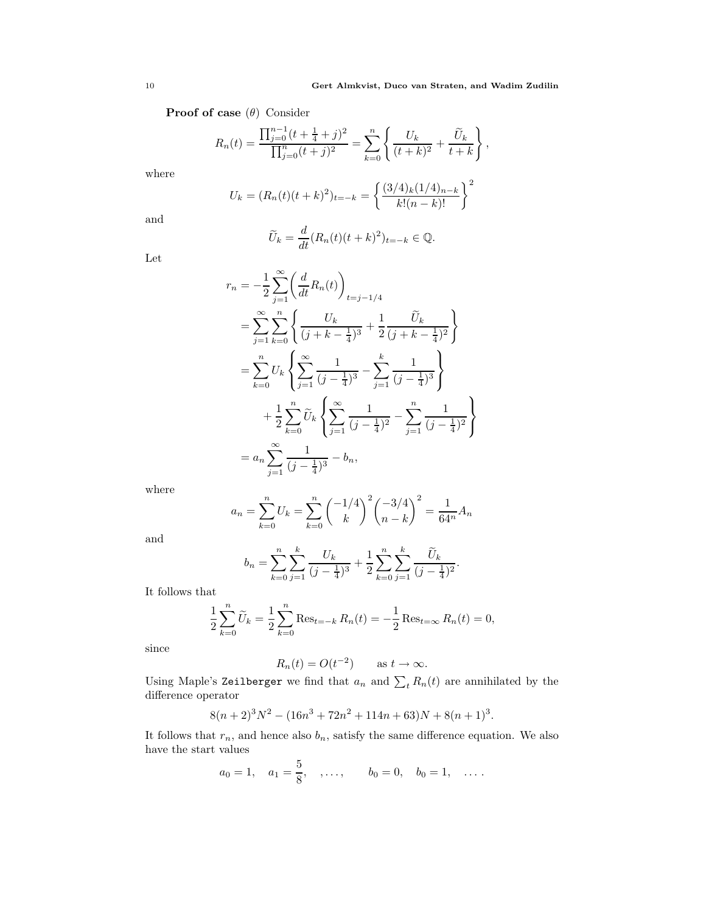**Proof of case** $(\theta)$ Consider

$$R_n(t) = \frac{\prod_{j=0}^{n-1}(t+\frac{1}{4}+j)^2}{\prod_{j=0}^{n}(t+j)^2} = \sum_{k=0}^{n} \left\{ \frac{U_k}{(t+k)^2} + \frac{\widetilde{U}_k}{t+k} \right\},$$

where

$$U_k = (R_n(t)(t+k)^2)_{t=-k} = \left\{ \frac{(3/4)_k (1/4)_{n-k}}{k!(n-k)!} \right\}^2$$

and

$$\widetilde{U}_k = \frac{d}{dt}(R_n(t)(t+k)^2)_{t=-k} \in \mathbb{Q}.$$

Let

$$\begin{aligned}
r_n &= -\frac{1}{2}\sum_{j=1}^{\infty} \left( \frac{d}{dt} R_n(t) \right)_{t=j-1/4} \\
&= \sum_{j=1}^{\infty}\sum_{k=0}^{n} \left\{ \frac{U_k}{(j+k-\frac{1}{4})^3} + \frac{1}{2}\frac{\widetilde{U}_k}{(j+k-\frac{1}{4})^2} \right\} \\
&= \sum_{k=0}^{n} U_k \left\{ \sum_{j=1}^{\infty} \frac{1}{(j-\frac{1}{4})^3} - \sum_{j=1}^{k} \frac{1}{(j-\frac{1}{4})^3} \right\} \\
&\qquad + \frac{1}{2}\sum_{k=0}^{n} \widetilde{U}_k \left\{ \sum_{j=1}^{\infty} \frac{1}{(j-\frac{1}{4})^2} - \sum_{j=1}^{n} \frac{1}{(j-\frac{1}{4})^2} \right\} \\
&= a_n \sum_{j=1}^{\infty} \frac{1}{(j-\frac{1}{4})^3} - b_n,
\end{aligned}$$

where

$$a_n = \sum_{k=0}^{n} U_k = \sum_{k=0}^{n} \binom{-1/4}{k}^2 \binom{-3/4}{n-k}^2 = \frac{1}{64^n} A_n$$

and

$$b_n = \sum_{k=0}^{n}\sum_{j=1}^{k} \frac{U_k}{(j-\frac{1}{4})^3} + \frac{1}{2}\sum_{k=0}^{n}\sum_{j=1}^{k} \frac{\widetilde{U}_k}{(j-\frac{1}{4})^2}.$$

It follows that

$$\frac{1}{2}\sum_{k=0}^{n} \widetilde{U}_k = \frac{1}{2}\sum_{k=0}^{n} \operatorname{Res}_{t=-k} R_n(t) = -\frac{1}{2}\operatorname{Res}_{t=\infty} R_n(t) = 0,$$

since

$$R_n(t) = O(t^{-2}) \qquad \text{as } t \to \infty.$$

Using Maple's `Zeilberger` we find that $a_n$ and $\sum_t R_n(t)$ are annihilated by the difference operator

$$8(n+2)^3 N^2 - (16n^3 + 72n^2 + 114n + 63)N + 8(n+1)^3.$$

It follows that $r_n$, and hence also $b_n$, satisfy the same difference equation. We also have the start values

$$a_0 = 1, \quad a_1 = \frac{5}{8}, \quad , \ldots, \qquad b_0 = 0, \quad b_0 = 1, \quad \ldots .$$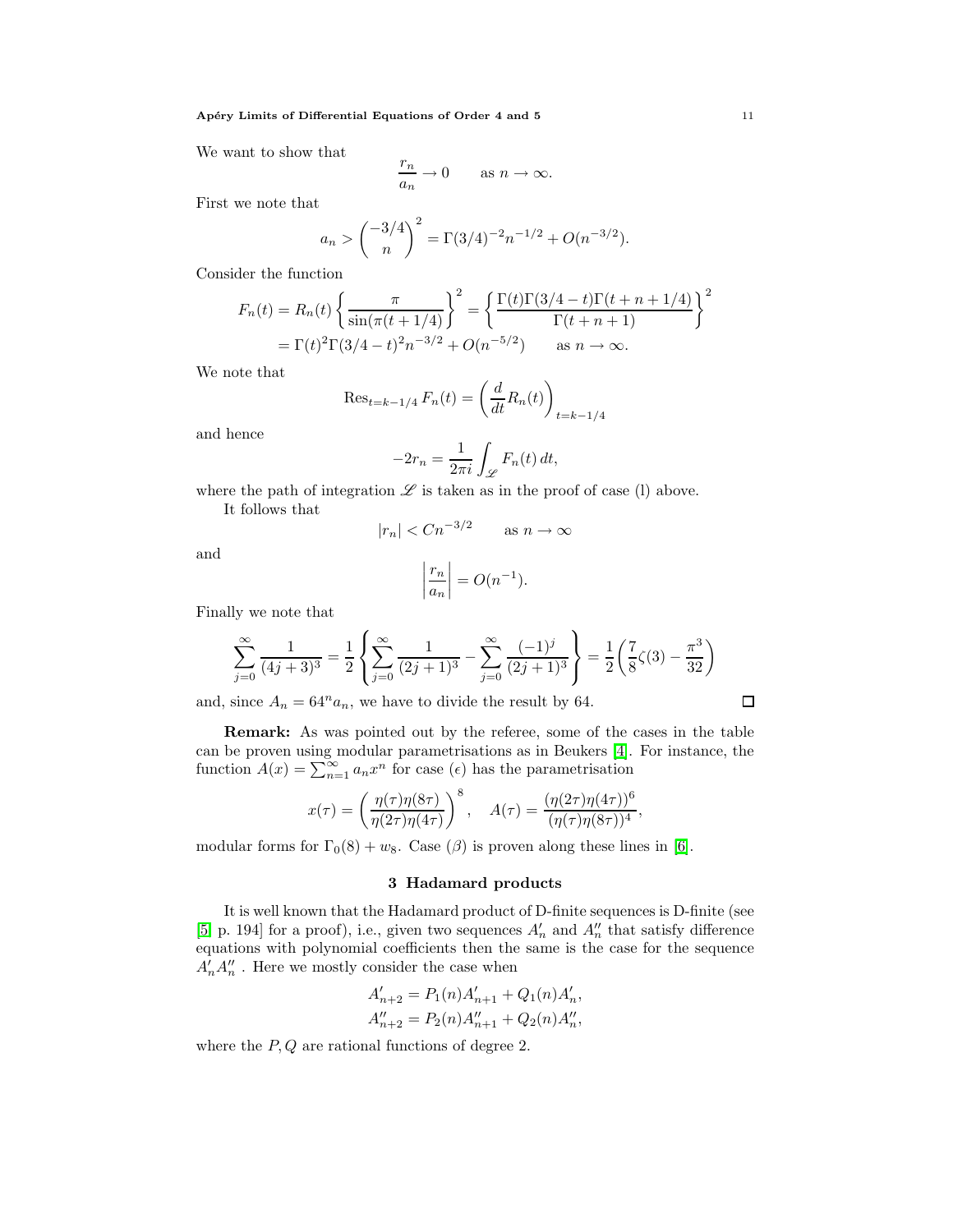We want to show that

$$\frac{r_n}{a_n} \to 0 \qquad \text{as } n \to \infty.$$

First we note that

$$a_n > \binom{-3/4}{n}^2 = \Gamma(3/4)^{-2} n^{-1/2} + O(n^{-3/2}).$$

Consider the function

$$\begin{aligned} F_n(t) = R_n(t) \left\{ \frac{\pi}{\sin(\pi(t+1/4)} \right\}^2 &= \left\{ \frac{\Gamma(t)\Gamma(3/4-t)\Gamma(t+n+1/4)}{\Gamma(t+n+1)} \right\}^2 \\ &= \Gamma(t)^2 \Gamma(3/4-t)^2 n^{-3/2} + O(n^{-5/2}) \qquad \text{as } n \to \infty. \end{aligned}$$

We note that

$$\operatorname{Res}_{t=k-1/4} F_n(t) = \left( \frac{d}{dt} R_n(t) \right)_{t=k-1/4}$$

and hence

$$-2r_n = \frac{1}{2\pi i} \int_{\mathscr{L}} F_n(t)\, dt,$$

where the path of integration $\mathscr{L}$ is taken as in the proof of case (l) above.

It follows that

$$|r_n| < C n^{-3/2} \qquad \text{as } n \to \infty$$

and

$$\left| \frac{r_n}{a_n} \right| = O(n^{-1}).$$

Finally we note that

$$\sum_{j=0}^{\infty} \frac{1}{(4j+3)^3} = \frac{1}{2} \left\{ \sum_{j=0}^{\infty} \frac{1}{(2j+1)^3} - \sum_{j=0}^{\infty} \frac{(-1)^j}{(2j+1)^3} \right\} = \frac{1}{2} \left( \frac{7}{8} \zeta(3) - \frac{\pi^3}{32} \right)$$

and, since $A_n = 64^n a_n$, we have to divide the result by 64. □

**Remark:** As was pointed out by the referee, some of the cases in the table can be proven using modular parametrisations as in Beukers [4]. For instance, the function $A(x) = \sum_{n=1}^{\infty} a_n x^n$ for case ($\epsilon$) has the parametrisation

$$x(\tau) = \left( \frac{\eta(\tau)\eta(8\tau)}{\eta(2\tau)\eta(4\tau)} \right)^8, \quad A(\tau) = \frac{(\eta(2\tau)\eta(4\tau))^6}{(\eta(\tau)\eta(8\tau))^4},$$

modular forms for $\Gamma_0(8) + w_8$. Case ($\beta$) is proven along these lines in [6].

## 3 Hadamard products

It is well known that the Hadamard product of D-finite sequences is D-finite (see [5, p. 194] for a proof), i.e., given two sequences $A'_n$ and $A''_n$ that satisfy difference equations with polynomial coefficients then the same is the case for the sequence $A'_n A''_n$. Here we mostly consider the case when

$$\begin{aligned} A'_{n+2} &= P_1(n) A'_{n+1} + Q_1(n) A'_n, \\ A''_{n+2} &= P_2(n) A''_{n+1} + Q_2(n) A''_n, \end{aligned}$$

where the $P, Q$ are rational functions of degree 2.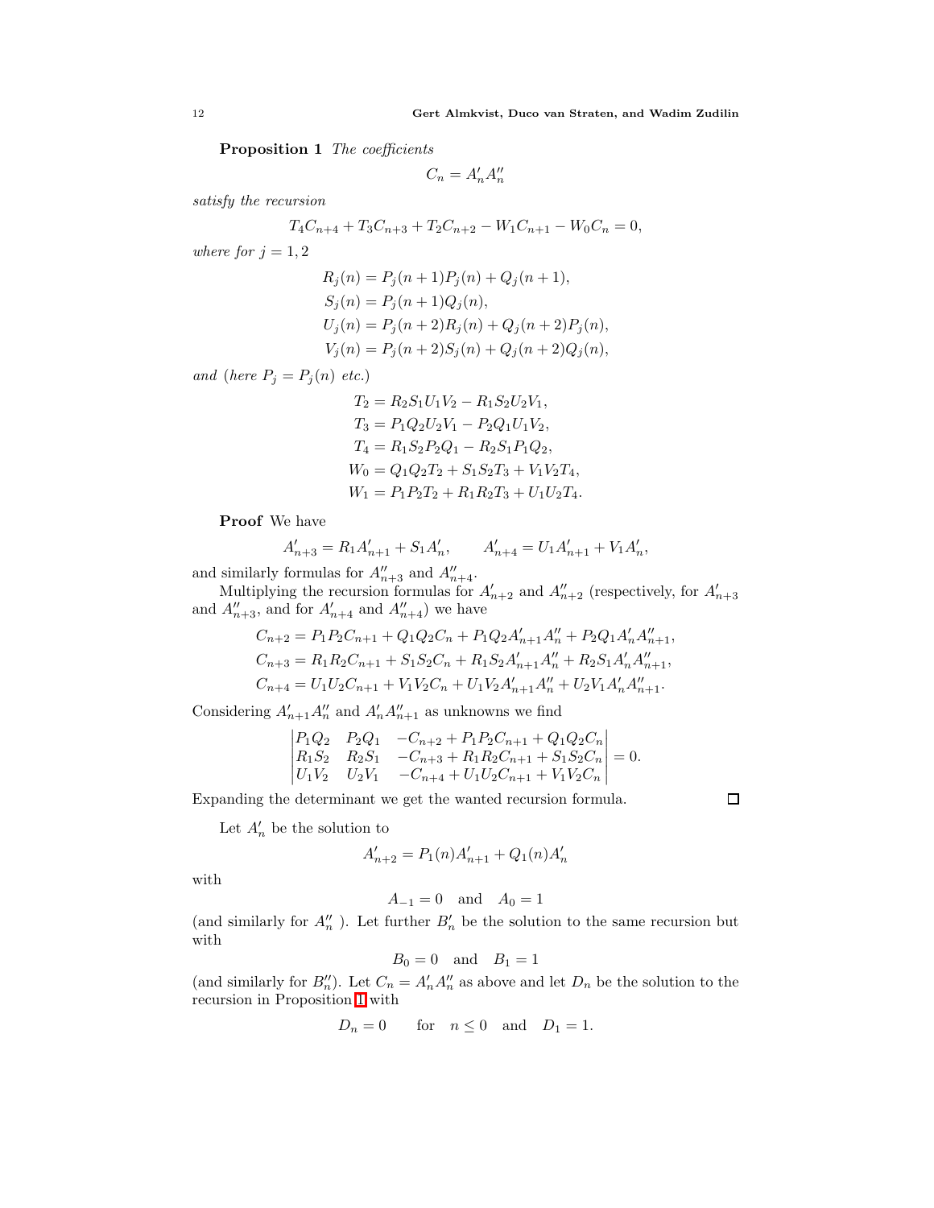**Proposition 1** *The coefficients*

$$C_n = A'_n A''_n$$

*satisfy the recursion*

$$T_4 C_{n+4} + T_3 C_{n+3} + T_2 C_{n+2} - W_1 C_{n+1} - W_0 C_n = 0,$$

*where for $j = 1, 2$*

$$\begin{aligned}
R_j(n) &= P_j(n+1)P_j(n) + Q_j(n+1), \\
S_j(n) &= P_j(n+1)Q_j(n), \\
U_j(n) &= P_j(n+2)R_j(n) + Q_j(n+2)P_j(n), \\
V_j(n) &= P_j(n+2)S_j(n) + Q_j(n+2)Q_j(n),
\end{aligned}$$

*and (here $P_j = P_j(n)$ etc.)*

$$\begin{aligned}
T_2 &= R_2 S_1 U_1 V_2 - R_1 S_2 U_2 V_1, \\
T_3 &= P_1 Q_2 U_2 V_1 - P_2 Q_1 U_1 V_2, \\
T_4 &= R_1 S_2 P_2 Q_1 - R_2 S_1 P_1 Q_2, \\
W_0 &= Q_1 Q_2 T_2 + S_1 S_2 T_3 + V_1 V_2 T_4, \\
W_1 &= P_1 P_2 T_2 + R_1 R_2 T_3 + U_1 U_2 T_4.
\end{aligned}$$

**Proof** We have

$$A'_{n+3} = R_1 A'_{n+1} + S_1 A'_n, \qquad A'_{n+4} = U_1 A'_{n+1} + V_1 A'_n,$$

and similarly formulas for $A''_{n+3}$ and $A''_{n+4}$.

Multiplying the recursion formulas for $A'_{n+2}$ and $A''_{n+2}$ (respectively, for $A'_{n+3}$ and $A''_{n+3}$, and for $A'_{n+4}$ and $A''_{n+4}$) we have

$$\begin{aligned}
C_{n+2} &= P_1 P_2 C_{n+1} + Q_1 Q_2 C_n + P_1 Q_2 A'_{n+1} A''_n + P_2 Q_1 A'_n A''_{n+1}, \\
C_{n+3} &= R_1 R_2 C_{n+1} + S_1 S_2 C_n + R_1 S_2 A'_{n+1} A''_n + R_2 S_1 A'_n A''_{n+1}, \\
C_{n+4} &= U_1 U_2 C_{n+1} + V_1 V_2 C_n + U_1 V_2 A'_{n+1} A''_n + U_2 V_1 A'_n A''_{n+1}.
\end{aligned}$$

Considering $A'_{n+1} A''_n$ and $A'_n A''_{n+1}$ as unknowns we find

$$\begin{vmatrix}
P_1 Q_2 & P_2 Q_1 & -C_{n+2} + P_1 P_2 C_{n+1} + Q_1 Q_2 C_n \\
R_1 S_2 & R_2 S_1 & -C_{n+3} + R_1 R_2 C_{n+1} + S_1 S_2 C_n \\
U_1 V_2 & U_2 V_1 & -C_{n+4} + U_1 U_2 C_{n+1} + V_1 V_2 C_n
\end{vmatrix} = 0.$$

Expanding the determinant we get the wanted recursion formula. □

Let $A'_n$ be the solution to

$$A'_{n+2} = P_1(n) A'_{n+1} + Q_1(n) A'_n$$

with

$$A_{-1} = 0 \quad \text{and} \quad A_0 = 1$$

(and similarly for $A''_n$ ). Let further $B'_n$ be the solution to the same recursion but with

$$B_0 = 0 \quad \text{and} \quad B_1 = 1$$

(and similarly for $B''_n$). Let $C_n = A'_n A''_n$ as above and let $D_n$ be the solution to the recursion in Proposition 1 with

$$D_n = 0 \qquad \text{for} \quad n \leq 0 \quad \text{and} \quad D_1 = 1.$$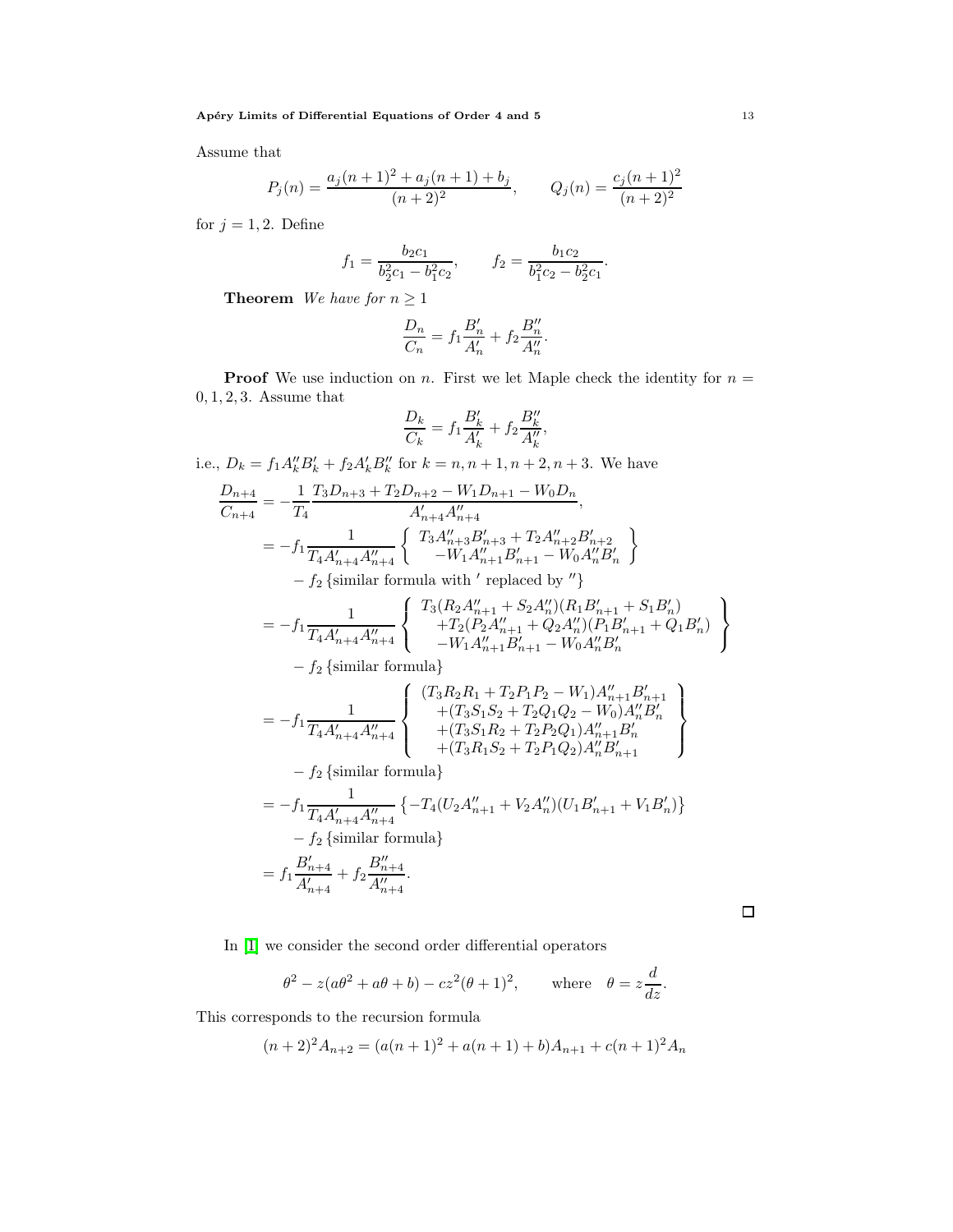Assume that

$$P_j(n) = \frac{a_j(n+1)^2 + a_j(n+1) + b_j}{(n+2)^2}, \qquad Q_j(n) = \frac{c_j(n+1)^2}{(n+2)^2}$$

for $j = 1, 2$. Define

$$f_1 = \frac{b_2 c_1}{b_2^2 c_1 - b_1^2 c_2}, \qquad f_2 = \frac{b_1 c_2}{b_1^2 c_2 - b_2^2 c_1}.$$

**Theorem** *We have for $n \geq 1$*

$$\frac{D_n}{C_n} = f_1 \frac{B'_n}{A'_n} + f_2 \frac{B''_n}{A''_n}.$$

**Proof** We use induction on $n$. First we let Maple check the identity for $n = 0, 1, 2, 3$. Assume that

$$\frac{D_k}{C_k} = f_1 \frac{B'_k}{A'_k} + f_2 \frac{B''_k}{A''_k},$$

i.e., $D_k = f_1 A''_k B'_k + f_2 A'_k B''_k$ for $k = n, n+1, n+2, n+3$. We have

$$
\begin{aligned}
\frac{D_{n+4}}{C_{n+4}} &= -\frac{1}{T_4} \frac{T_3 D_{n+3} + T_2 D_{n+2} - W_1 D_{n+1} - W_0 D_n}{A'_{n+4} A''_{n+4}}, \\
&= -f_1 \frac{1}{T_4 A'_{n+4} A''_{n+4}} \left\{ \begin{array}{c} T_3 A''_{n+3} B'_{n+3} + T_2 A''_{n+2} B'_{n+2} \\ -W_1 A''_{n+1} B'_{n+1} - W_0 A''_n B'_n \end{array} \right\} \\
&\quad - f_2 \left\{ \text{similar formula with } ' \text{ replaced by } '' \right\} \\
&= -f_1 \frac{1}{T_4 A'_{n+4} A''_{n+4}} \left\{ \begin{array}{c} T_3 (R_2 A''_{n+1} + S_2 A''_n)(R_1 B'_{n+1} + S_1 B'_n) \\ +T_2 (P_2 A''_{n+1} + Q_2 A''_n)(P_1 B'_{n+1} + Q_1 B'_n) \\ -W_1 A''_{n+1} B'_{n+1} - W_0 A''_n B'_n \end{array} \right\} \\
&\quad - f_2 \left\{ \text{similar formula} \right\} \\
&= -f_1 \frac{1}{T_4 A'_{n+4} A''_{n+4}} \left\{ \begin{array}{c} (T_3 R_2 R_1 + T_2 P_1 P_2 - W_1) A''_{n+1} B'_{n+1} \\ +(T_3 S_1 S_2 + T_2 Q_1 Q_2 - W_0) A''_n B'_n \\ +(T_3 S_1 R_2 + T_2 P_2 Q_1) A''_{n+1} B'_n \\ +(T_3 R_1 S_2 + T_2 P_1 Q_2) A''_n B'_{n+1} \end{array} \right\} \\
&\quad - f_2 \left\{ \text{similar formula} \right\} \\
&= -f_1 \frac{1}{T_4 A'_{n+4} A''_{n+4}} \left\{ -T_4 (U_2 A''_{n+1} + V_2 A''_n)(U_1 B'_{n+1} + V_1 B'_n) \right\} \\
&\quad - f_2 \left\{ \text{similar formula} \right\} \\
&= f_1 \frac{B'_{n+4}}{A'_{n+4}} + f_2 \frac{B''_{n+4}}{A''_{n+4}}.
\end{aligned}
$$

□

In [1] we consider the second order differential operators

$$\theta^2 - z(a\theta^2 + a\theta + b) - cz^2(\theta + 1)^2, \qquad \text{where} \quad \theta = z\frac{d}{dz}.$$

This corresponds to the recursion formula

$$(n+2)^2 A_{n+2} = (a(n+1)^2 + a(n+1) + b) A_{n+1} + c(n+1)^2 A_n$$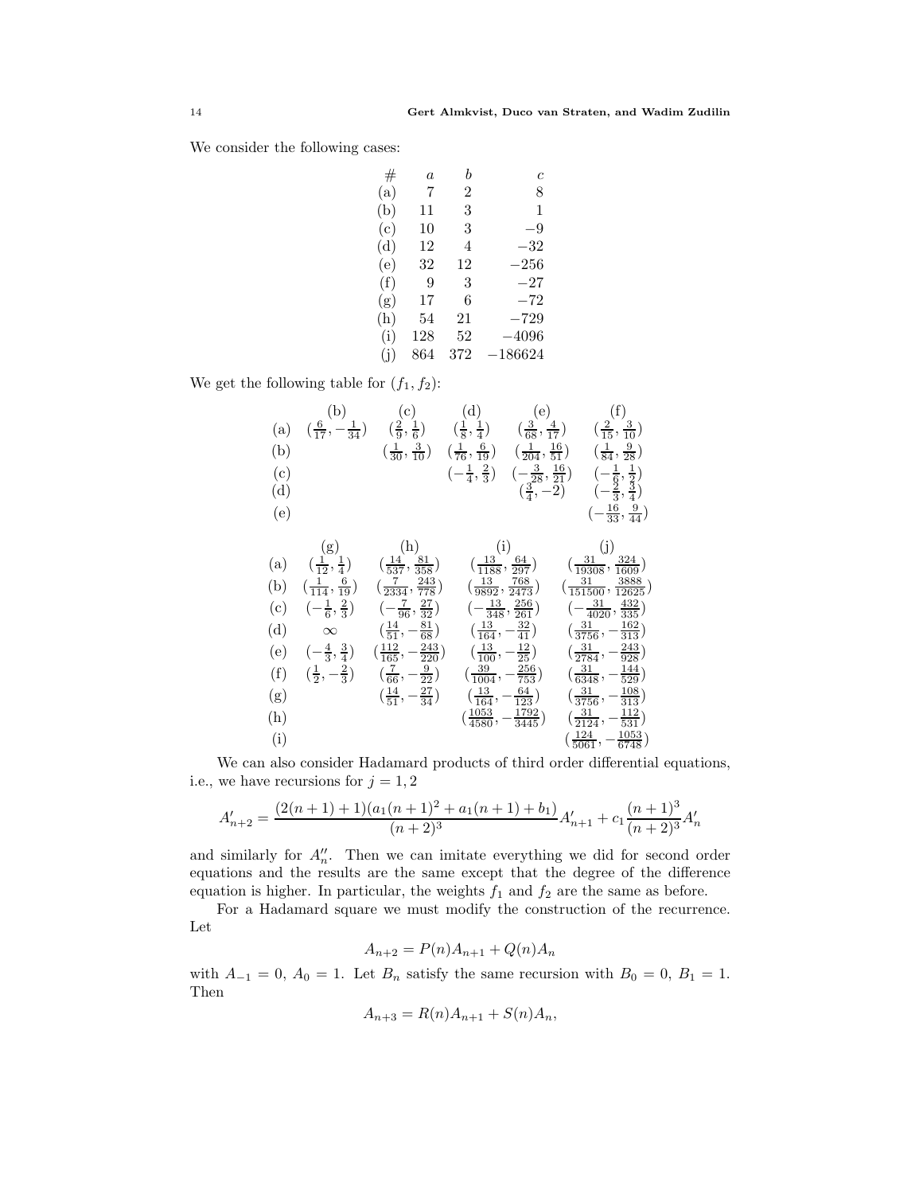We consider the following cases:

| # | $a$ | $b$ | $c$ |
|---|---|---|---|
| (a) | 7 | 2 | 8 |
| (b) | 11 | 3 | 1 |
| (c) | 10 | 3 | $-9$ |
| (d) | 12 | 4 | $-32$ |
| (e) | 32 | 12 | $-256$ |
| (f) | 9 | 3 | $-27$ |
| (g) | 17 | 6 | $-72$ |
| (h) | 54 | 21 | $-729$ |
| (i) | 128 | 52 | $-4096$ |
| (j) | 864 | 372 | $-186624$ |

We get the following table for $(f_1, f_2)$:

| | (b) | (c) | (d) | (e) | (f) |
|---|---|---|---|---|---|
| (a) | $(\frac{6}{17}, -\frac{1}{34})$ | $(\frac{2}{9}, \frac{1}{6})$ | $(\frac{1}{8}, \frac{1}{4})$ | $(\frac{3}{68}, \frac{4}{17})$ | $(\frac{2}{15}, \frac{3}{10})$ |
| (b) | | $(\frac{1}{30}, \frac{3}{10})$ | $(\frac{1}{76}, \frac{6}{19})$ | $(\frac{1}{204}, \frac{16}{51})$ | $(\frac{1}{84}, \frac{9}{28})$ |
| (c) | | | $(-\frac{1}{4}, \frac{2}{3})$ | $(-\frac{3}{28}, \frac{16}{21})$ | $(-\frac{1}{6}, \frac{1}{2})$ |
| (d) | | | | $(\frac{3}{4}, -2)$ | $(-\frac{2}{3}, \frac{3}{4})$ |
| (e) | | | | | $(-\frac{16}{33}, \frac{9}{44})$ |

| | (g) | (h) | (i) | (j) |
|---|---|---|---|---|
| (a) | $(\frac{1}{12}, \frac{1}{4})$ | $(\frac{14}{537}, \frac{81}{358})$ | $(\frac{13}{1188}, \frac{64}{297})$ | $(\frac{31}{19308}, \frac{324}{1609})$ |
| (b) | $(\frac{1}{114}, \frac{6}{19})$ | $(\frac{7}{2334}, \frac{243}{778})$ | $(\frac{13}{9892}, \frac{768}{2473})$ | $(\frac{31}{151500}, \frac{3888}{12625})$ |
| (c) | $(-\frac{1}{6}, \frac{2}{3})$ | $(-\frac{7}{96}, \frac{27}{32})$ | $(-\frac{13}{348}, \frac{256}{261})$ | $(-\frac{31}{4020}, \frac{432}{335})$ |
| (d) | $\infty$ | $(\frac{14}{51}, -\frac{81}{68})$ | $(\frac{13}{164}, -\frac{32}{41})$ | $(\frac{31}{3756}, -\frac{162}{313})$ |
| (e) | $(-\frac{4}{3}, \frac{3}{4})$ | $(\frac{112}{165}, -\frac{243}{220})$ | $(\frac{13}{100}, -\frac{12}{25})$ | $(\frac{31}{2784}, -\frac{243}{928})$ |
| (f) | $(\frac{1}{2}, -\frac{2}{3})$ | $(\frac{7}{66}, -\frac{9}{22})$ | $(\frac{39}{1004}, -\frac{256}{753})$ | $(\frac{31}{6348}, -\frac{144}{529})$ |
| (g) | | $(\frac{14}{51}, -\frac{27}{34})$ | $(\frac{13}{164}, -\frac{64}{123})$ | $(\frac{31}{3756}, -\frac{108}{313})$ |
| (h) | | | $(\frac{1053}{4580}, -\frac{1792}{3445})$ | $(\frac{31}{2124}, -\frac{112}{531})$ |
| (i) | | | | $(\frac{124}{5061}, -\frac{1053}{6748})$ |

We can also consider Hadamard products of third order differential equations, i.e., we have recursions for $j = 1, 2$

$$A'_{n+2} = \frac{(2(n+1)+1)(a_1(n+1)^2 + a_1(n+1) + b_1)}{(n+2)^3} A'_{n+1} + c_1 \frac{(n+1)^3}{(n+2)^3} A'_n$$

and similarly for $A''_n$. Then we can imitate everything we did for second order equations and the results are the same except that the degree of the difference equation is higher. In particular, the weights $f_1$ and $f_2$ are the same as before.

For a Hadamard square we must modify the construction of the recurrence. Let

$$A_{n+2} = P(n)A_{n+1} + Q(n)A_n$$

with $A_{-1} = 0$, $A_0 = 1$. Let $B_n$ satisfy the same recursion with $B_0 = 0$, $B_1 = 1$. Then

$$A_{n+3} = R(n)A_{n+1} + S(n)A_n,$$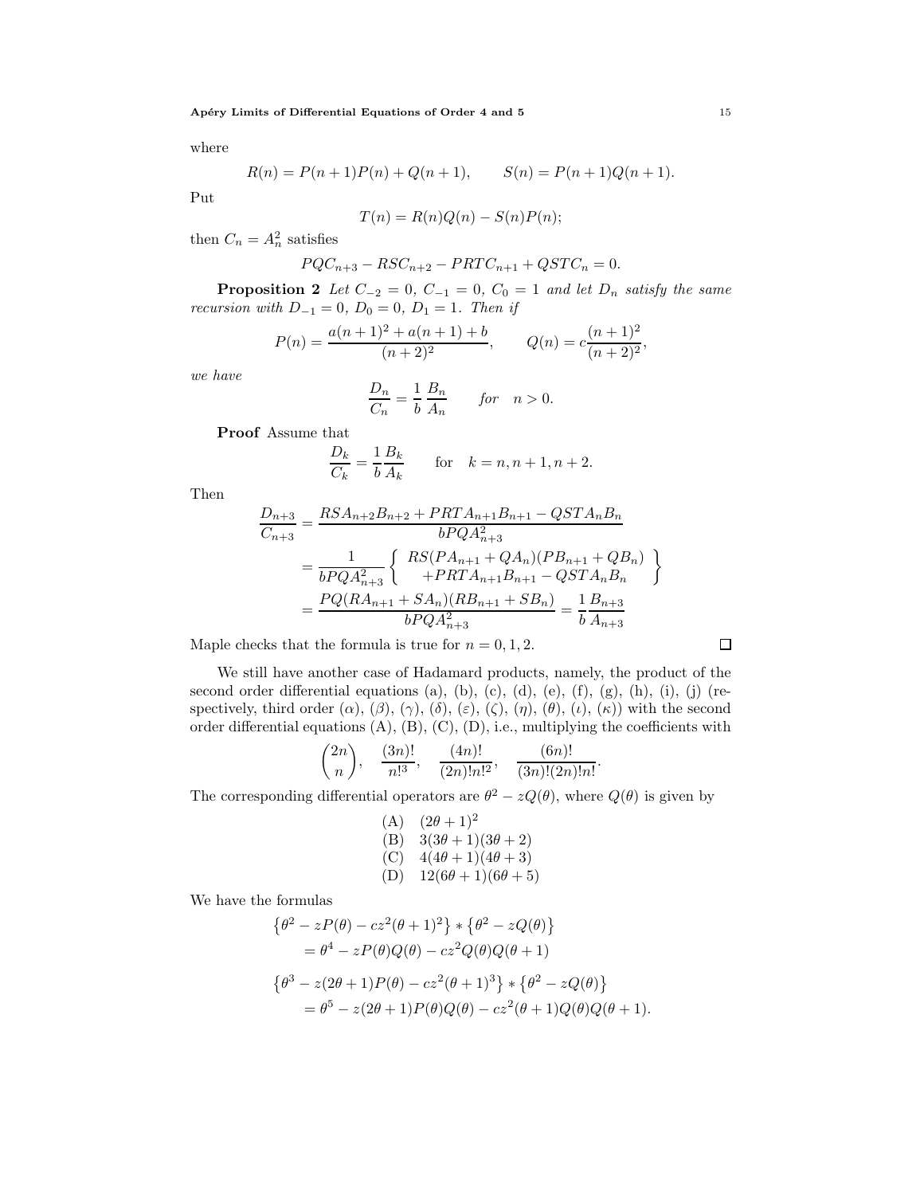where

$$R(n) = P(n+1)P(n) + Q(n+1), \qquad S(n) = P(n+1)Q(n+1).$$

Put

$$T(n) = R(n)Q(n) - S(n)P(n);$$

then $C_n = A_n^2$ satisfies

$$PQC_{n+3} - RSC_{n+2} - PRTC_{n+1} + QSTC_n = 0.$$

**Proposition 2** *Let $C_{-2} = 0$, $C_{-1} = 0$, $C_0 = 1$ and let $D_n$ satisfy the same recursion with $D_{-1} = 0$, $D_0 = 0$, $D_1 = 1$. Then if*

$$P(n) = \frac{a(n+1)^2 + a(n+1) + b}{(n+2)^2}, \qquad Q(n) = c\frac{(n+1)^2}{(n+2)^2},$$

*we have*

$$\frac{D_n}{C_n} = \frac{1}{b}\,\frac{B_n}{A_n} \qquad \textit{for} \quad n > 0.$$

**Proof** Assume that

$$\frac{D_k}{C_k} = \frac{1}{b}\frac{B_k}{A_k} \qquad \text{for} \quad k = n, n+1, n+2.$$

Then

$$\begin{aligned}
\frac{D_{n+3}}{C_{n+3}} &= \frac{RSA_{n+2}B_{n+2} + PRTA_{n+1}B_{n+1} - QSTA_nB_n}{bPQA_{n+3}^2} \\
&= \frac{1}{bPQA_{n+3}^2}\left\{ \begin{array}{c} RS(PA_{n+1} + QA_n)(PB_{n+1} + QB_n) \\ +PRTA_{n+1}B_{n+1} - QSTA_nB_n \end{array} \right\} \\
&= \frac{PQ(RA_{n+1} + SA_n)(RB_{n+1} + SB_n)}{bPQA_{n+3}^2} = \frac{1}{b}\frac{B_{n+3}}{A_{n+3}}
\end{aligned}$$

Maple checks that the formula is true for $n = 0, 1, 2$. $\square$

We still have another case of Hadamard products, namely, the product of the second order differential equations (a), (b), (c), (d), (e), (f), (g), (h), (i), (j) (respectively, third order ($\alpha$), ($\beta$), ($\gamma$), ($\delta$), ($\varepsilon$), ($\zeta$), ($\eta$), ($\theta$), ($\iota$), ($\kappa$)) with the second order differential equations (A), (B), (C), (D), i.e., multiplying the coefficients with

$$\binom{2n}{n}, \quad \frac{(3n)!}{n!^3}, \quad \frac{(4n)!}{(2n)!n!^2}, \quad \frac{(6n)!}{(3n)!(2n)!n!}.$$

The corresponding differential operators are $\theta^2 - zQ(\theta)$, where $Q(\theta)$ is given by

(A) $(2\theta + 1)^2$
(B) $3(3\theta + 1)(3\theta + 2)$
(C) $4(4\theta + 1)(4\theta + 3)$
(D) $12(6\theta + 1)(6\theta + 5)$

We have the formulas

$$\begin{aligned}
&\left\{\theta^2 - zP(\theta) - cz^2(\theta+1)^2\right\} * \left\{\theta^2 - zQ(\theta)\right\} \\
&\quad = \theta^4 - zP(\theta)Q(\theta) - cz^2Q(\theta)Q(\theta+1) \\
&\left\{\theta^3 - z(2\theta+1)P(\theta) - cz^2(\theta+1)^3\right\} * \left\{\theta^2 - zQ(\theta)\right\} \\
&\quad = \theta^5 - z(2\theta+1)P(\theta)Q(\theta) - cz^2(\theta+1)Q(\theta)Q(\theta+1).
\end{aligned}$$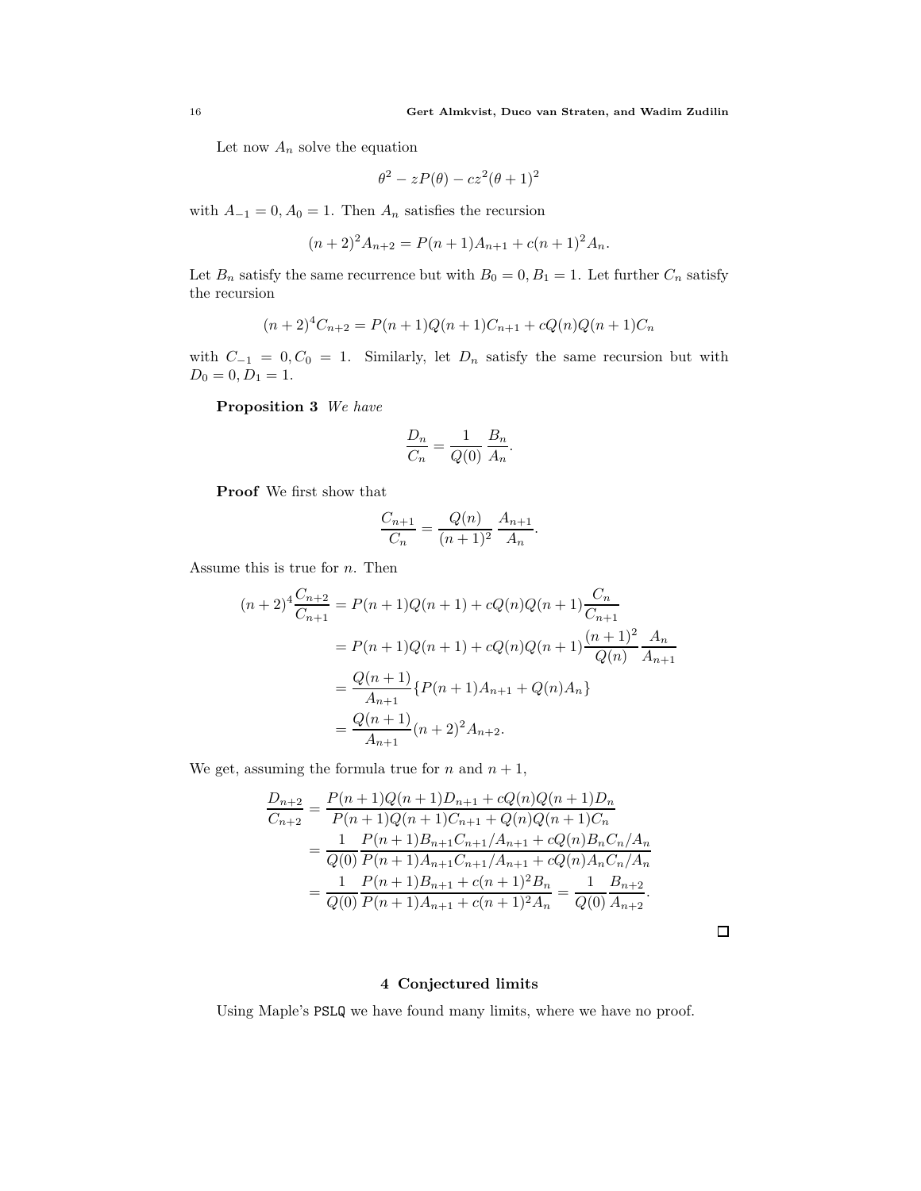Let now $A_n$ solve the equation

$$\theta^2 - zP(\theta) - cz^2(\theta+1)^2$$

with $A_{-1} = 0, A_0 = 1$. Then $A_n$ satisfies the recursion

$$(n+2)^2 A_{n+2} = P(n+1)A_{n+1} + c(n+1)^2 A_n.$$

Let $B_n$ satisfy the same recurrence but with $B_0 = 0, B_1 = 1$. Let further $C_n$ satisfy the recursion

$$(n+2)^4 C_{n+2} = P(n+1)Q(n+1)C_{n+1} + cQ(n)Q(n+1)C_n$$

with $C_{-1} = 0, C_0 = 1$. Similarly, let $D_n$ satisfy the same recursion but with $D_0 = 0, D_1 = 1$.

**Proposition 3** *We have*

$$\frac{D_n}{C_n} = \frac{1}{Q(0)}\,\frac{B_n}{A_n}.$$

**Proof** We first show that

$$\frac{C_{n+1}}{C_n} = \frac{Q(n)}{(n+1)^2}\,\frac{A_{n+1}}{A_n}.$$

Assume this is true for $n$. Then

$$\begin{aligned}
(n+2)^4 \frac{C_{n+2}}{C_{n+1}} &= P(n+1)Q(n+1) + cQ(n)Q(n+1)\frac{C_n}{C_{n+1}} \\
&= P(n+1)Q(n+1) + cQ(n)Q(n+1)\frac{(n+1)^2}{Q(n)}\,\frac{A_n}{A_{n+1}} \\
&= \frac{Q(n+1)}{A_{n+1}}\{P(n+1)A_{n+1} + Q(n)A_n\} \\
&= \frac{Q(n+1)}{A_{n+1}}(n+2)^2 A_{n+2}.
\end{aligned}$$

We get, assuming the formula true for $n$ and $n+1$,

$$\begin{aligned}
\frac{D_{n+2}}{C_{n+2}} &= \frac{P(n+1)Q(n+1)D_{n+1} + cQ(n)Q(n+1)D_n}{P(n+1)Q(n+1)C_{n+1} + Q(n)Q(n+1)C_n} \\
&= \frac{1}{Q(0)}\,\frac{P(n+1)B_{n+1}C_{n+1}/A_{n+1} + cQ(n)B_nC_n/A_n}{P(n+1)A_{n+1}C_{n+1}/A_{n+1} + cQ(n)A_nC_n/A_n} \\
&= \frac{1}{Q(0)}\,\frac{P(n+1)B_{n+1} + c(n+1)^2 B_n}{P(n+1)A_{n+1} + c(n+1)^2 A_n} = \frac{1}{Q(0)}\,\frac{B_{n+2}}{A_{n+2}}.
\end{aligned}$$

□

## 4 Conjectured limits

Using Maple's PSLQ we have found many limits, where we have no proof.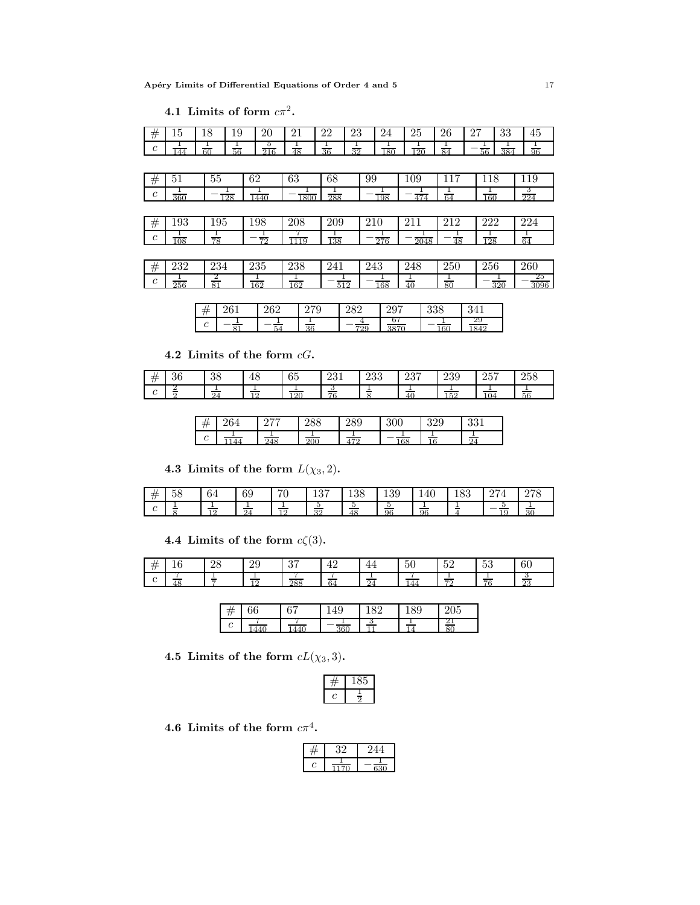### 4.1 Limits of form $c\pi^2$.

| # | 15 | 18 | 19 | 20 | 21 | 22 | 23 | 24 | 25 | 26 | 27 | 33 | 45 |
|---|---|---|---|---|---|---|---|---|---|---|---|---|---|
| $c$ | $\frac{1}{144}$ | $\frac{1}{60}$ | $\frac{1}{56}$ | $\frac{5}{216}$ | $\frac{1}{48}$ | $\frac{1}{36}$ | $\frac{1}{32}$ | $\frac{1}{180}$ | $\frac{1}{120}$ | $\frac{1}{84}$ | $-\frac{1}{56}$ | $\frac{1}{384}$ | $\frac{1}{96}$ |

| # | 51 | 55 | 62 | 63 | 68 | 99 | 109 | 117 | 118 | 119 |
|---|---|---|---|---|---|---|---|---|---|---|
| $c$ | $\frac{1}{360}$ | $-\frac{1}{128}$ | $\frac{1}{1440}$ | $-\frac{1}{1800}$ | $\frac{1}{288}$ | $-\frac{1}{198}$ | $-\frac{1}{474}$ | $\frac{1}{64}$ | $\frac{1}{160}$ | $\frac{3}{224}$ |

| # | 193 | 195 | 198 | 208 | 209 | 210 | 211 | 212 | 222 | 224 |
|---|---|---|---|---|---|---|---|---|---|---|
| $c$ | $\frac{1}{108}$ | $\frac{1}{78}$ | $-\frac{1}{72}$ | $\frac{7}{1119}$ | $\frac{1}{138}$ | $-\frac{1}{276}$ | $-\frac{1}{2048}$ | $-\frac{1}{48}$ | $\frac{1}{128}$ | $\frac{1}{64}$ |

| # | 232 | 234 | 235 | 238 | 241 | 243 | 248 | 250 | 256 | 260 |
|---|---|---|---|---|---|---|---|---|---|---|
| $c$ | $\frac{1}{256}$ | $\frac{2}{81}$ | $\frac{1}{162}$ | $\frac{1}{162}$ | $-\frac{1}{512}$ | $-\frac{1}{168}$ | $\frac{1}{40}$ | $\frac{1}{80}$ | $-\frac{1}{320}$ | $-\frac{25}{3096}$ |

| # | 261 | 262 | 279 | 282 | 297 | 338 | 341 |
|---|---|---|---|---|---|---|---|
| $c$ | $-\frac{1}{81}$ | $-\frac{1}{54}$ | $\frac{1}{36}$ | $-\frac{4}{729}$ | $\frac{67}{3870}$ | $-\frac{1}{160}$ | $\frac{29}{1842}$ |

### 4.2 Limits of the form $cG$.

| # | 36 | 38 | 48 | 65 | 231 | 233 | 237 | 239 | 257 | 258 |
|---|---|---|---|---|---|---|---|---|---|---|
| $c$ | $\frac{2}{3}$ | $\frac{1}{24}$ | $\frac{1}{12}$ | $\frac{1}{120}$ | $\frac{3}{76}$ | $\frac{1}{8}$ | $\frac{1}{40}$ | $\frac{1}{152}$ | $\frac{1}{104}$ | $\frac{1}{56}$ |

| # | 264 | 277 | 288 | 289 | 300 | 329 | 331 |
|---|---|---|---|---|---|---|---|
| $c$ | $\frac{1}{1144}$ | $\frac{1}{248}$ | $\frac{1}{200}$ | $\frac{1}{472}$ | $-\frac{1}{168}$ | $\frac{1}{16}$ | $\frac{1}{24}$ |

### 4.3 Limits of the form $L(\chi_3, 2)$.

| # | 58 | 64 | 69 | 70 | 137 | 138 | 139 | 140 | 183 | 274 | 278 |
|---|---|---|---|---|---|---|---|---|---|---|---|
| $c$ | $\frac{1}{8}$ | $\frac{1}{12}$ | $\frac{1}{24}$ | $\frac{1}{12}$ | $\frac{5}{32}$ | $\frac{5}{48}$ | $\frac{5}{96}$ | $\frac{1}{96}$ | $\frac{1}{4}$ | $-\frac{5}{19}$ | $\frac{1}{30}$ |

### 4.4 Limits of the form $c\zeta(3)$.

| # | 16 | 28 | 29 | 37 | 42 | 44 | 50 | 52 | 53 | 60 |
|---|---|---|---|---|---|---|---|---|---|---|
| c | $\frac{7}{48}$ | $\frac{1}{7}$ | $\frac{1}{12}$ | $\frac{7}{288}$ | $\frac{7}{64}$ | $\frac{1}{24}$ | $\frac{7}{144}$ | $\frac{1}{72}$ | $\frac{1}{76}$ | $\frac{3}{23}$ |

| # | 66 | 67 | 149 | 182 | 189 | 205 |
|---|---|---|---|---|---|---|
| $c$ | $\frac{7}{1440}$ | $\frac{7}{1440}$ | $-\frac{1}{360}$ | $\frac{3}{11}$ | $\frac{1}{14}$ | $\frac{21}{80}$ |

### 4.5 Limits of the form $cL(\chi_3, 3)$.

| # | 185 |
|---|---|
| $c$ | $\frac{1}{2}$ |

### 4.6 Limits of the form $c\pi^4$.

| # | 32 | 244 |
|---|---|---|
| $c$ | $\frac{1}{1170}$ | $-\frac{1}{630}$ |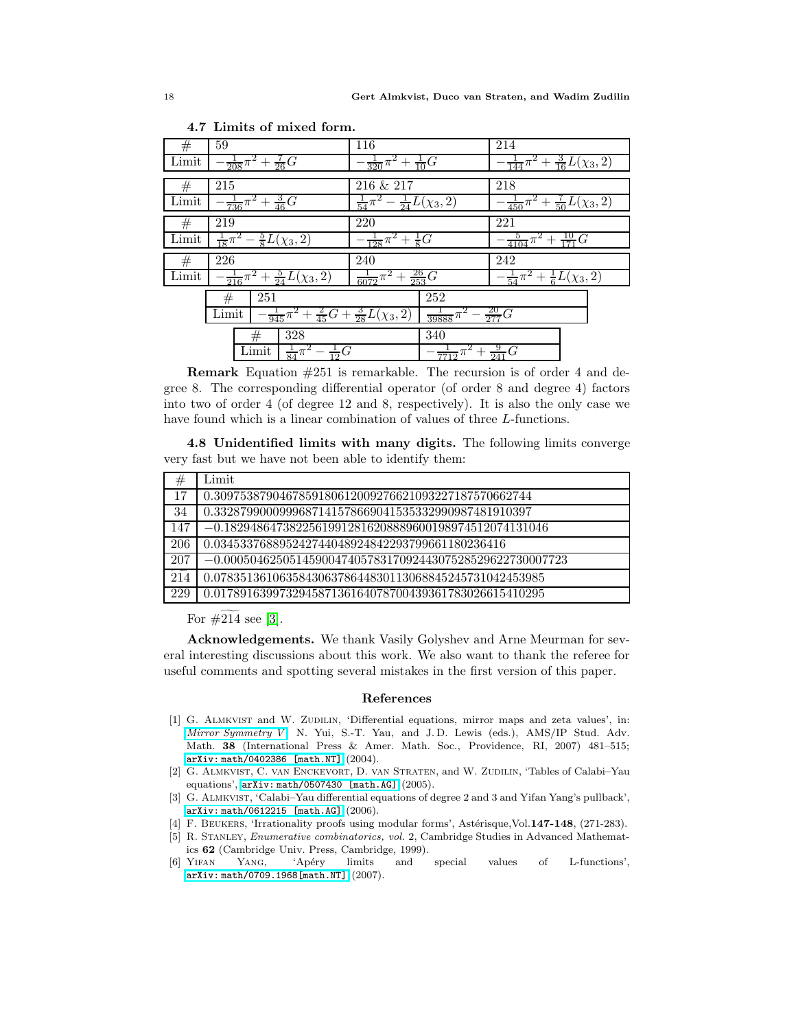**4.7 Limits of mixed form.**

| # | 59 | 116 | 214 |
|---|---|---|---|
| Limit | $-\frac{1}{208}\pi^2 + \frac{7}{26}G$ | $-\frac{1}{320}\pi^2 + \frac{1}{10}G$ | $-\frac{1}{144}\pi^2 + \frac{3}{16}L(\chi_3, 2)$ |

| # | 215 | 216 & 217 | 218 |
|---|---|---|---|
| Limit | $-\frac{1}{736}\pi^2 + \frac{3}{46}G$ | $\frac{1}{54}\pi^2 - \frac{1}{24}L(\chi_3, 2)$ | $-\frac{1}{450}\pi^2 + \frac{7}{50}L(\chi_3, 2)$ |

| # | 219 | 220 | 221 |
|---|---|---|---|
| Limit | $\frac{1}{18}\pi^2 - \frac{5}{8}L(\chi_3, 2)$ | $-\frac{1}{128}\pi^2 + \frac{1}{8}G$ | $-\frac{5}{4104}\pi^2 + \frac{10}{171}G$ |

| # | 226 | 240 | 242 |
|---|---|---|---|
| Limit | $-\frac{1}{216}\pi^2 + \frac{5}{24}L(\chi_3, 2)$ | $\frac{1}{6072}\pi^2 + \frac{26}{253}G$ | $-\frac{1}{54}\pi^2 + \frac{1}{6}L(\chi_3, 2)$ |

| # | 251 | 252 |
|---|---|---|
| Limit | $-\frac{1}{945}\pi^2 + \frac{2}{45}G + \frac{3}{28}L(\chi_3, 2)$ | $\frac{1}{39888}\pi^2 - \frac{20}{277}G$ |

| # | 328 | 340 |
|---|---|---|
| Limit | $\frac{1}{84}\pi^2 - \frac{1}{12}G$ | $-\frac{1}{7712}\pi^2 + \frac{9}{241}G$ |

**Remark** Equation #251 is remarkable. The recursion is of order 4 and degree 8. The corresponding differential operator (of order 8 and degree 4) factors into two of order 4 (of degree 12 and 8, respectively). It is also the only case we have found which is a linear combination of values of three $L$-functions.

**4.8 Unidentified limits with many digits.** The following limits converge very fast but we have not been able to identify them:

| # | Limit |
|---|---|
| 17 | 0.30975387904678591806120092766210932271875706627​44 |
| 34 | 0.33287990009996871415786690415353329909874819103​97 |
| 147 | −0.18294864738225619912816208889600198974512074131046 |
| 206 | 0.034533768895242744048924842293799661180236416 |
| 207 | −0.00050462505145900474057831709244307528529622730007723 |
| 214 | 0.078351361063584306378644830113068845245731042453985 |
| 229 | 0.017891639973294587136164078700439361783026615410295 |

For $\#\widetilde{214}$ see [3].

**Acknowledgements.** We thank Vasily Golyshev and Arne Meurman for several interesting discussions about this work. We also want to thank the referee for useful comments and spotting several mistakes in the first version of this paper.

## References

[1] G. Almkvist and W. Zudilin, 'Differential equations, mirror maps and zeta values', in: *Mirror Symmetry V*, N. Yui, S.-T. Yau, and J.D. Lewis (eds.), AMS/IP Stud. Adv. Math. **38** (International Press & Amer. Math. Soc., Providence, RI, 2007) 481–515; arXiv: math/0402386 [math.NT] (2004).

[2] G. Almkvist, C. van Enckevort, D. van Straten, and W. Zudilin, 'Tables of Calabi–Yau equations', arXiv: math/0507430 [math.AG] (2005).

[3] G. Almkvist, 'Calabi–Yau differential equations of degree 2 and 3 and Yifan Yang's pullback', arXiv: math/0612215 [math.AG] (2006).

[4] F. Beukers, 'Irrationality proofs using modular forms', Astérisque,Vol.**147-148**, (271-283).

[5] R. Stanley, *Enumerative combinatorics, vol. 2*, Cambridge Studies in Advanced Mathematics **62** (Cambridge Univ. Press, Cambridge, 1999).

[6] Yifan Yang, 'Apéry limits and special values of L-functions', arXiv: math/0709.1968[math.NT] (2007).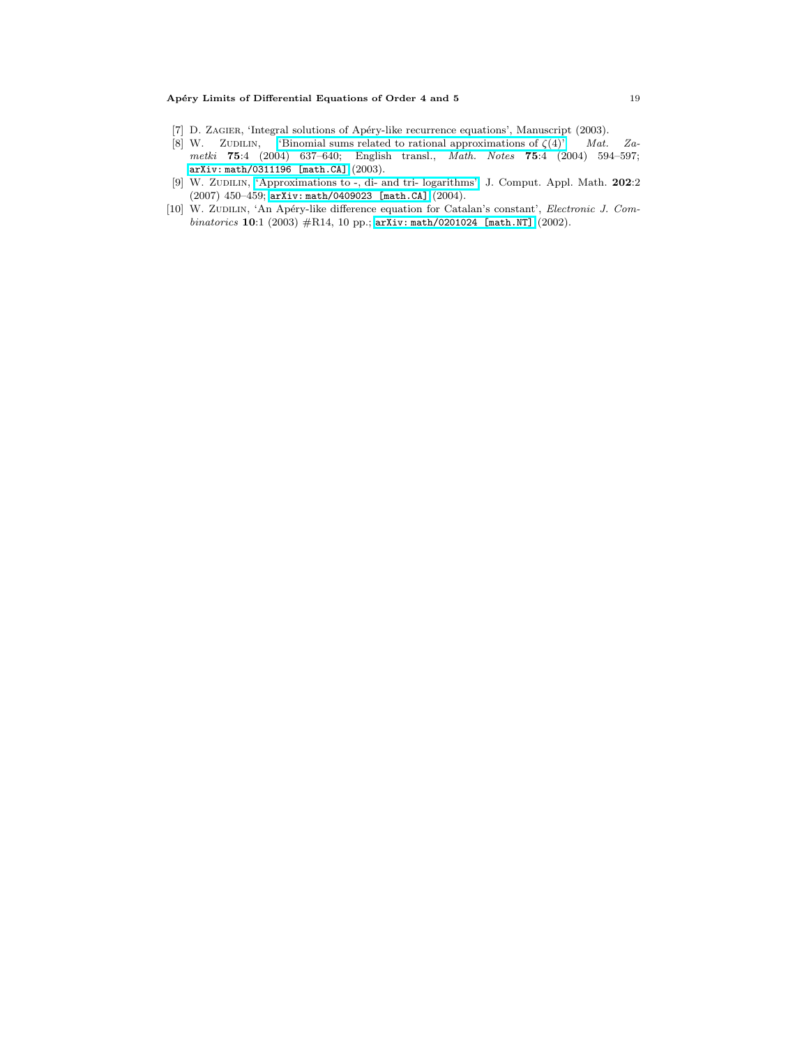[7] D. Zagier, 'Integral solutions of Apéry-like recurrence equations', Manuscript (2003).

[8] W. Zudilin, 'Binomial sums related to rational approximations of $\zeta(4)$', *Mat. Zametki* **75**:4 (2004) 637–640; English transl., *Math. Notes* **75**:4 (2004) 594–597; `arXiv: math/0311196 [math.CA]` (2003).

[9] W. Zudilin, 'Approximations to -, di- and tri- logarithms', J. Comput. Appl. Math. **202**:2 (2007) 450–459; `arXiv: math/0409023 [math.CA]` (2004).

[10] W. Zudilin, 'An Apéry-like difference equation for Catalan's constant', *Electronic J. Combinatorics* **10**:1 (2003) #R14, 10 pp.; `arXiv: math/0201024 [math.NT]` (2002).